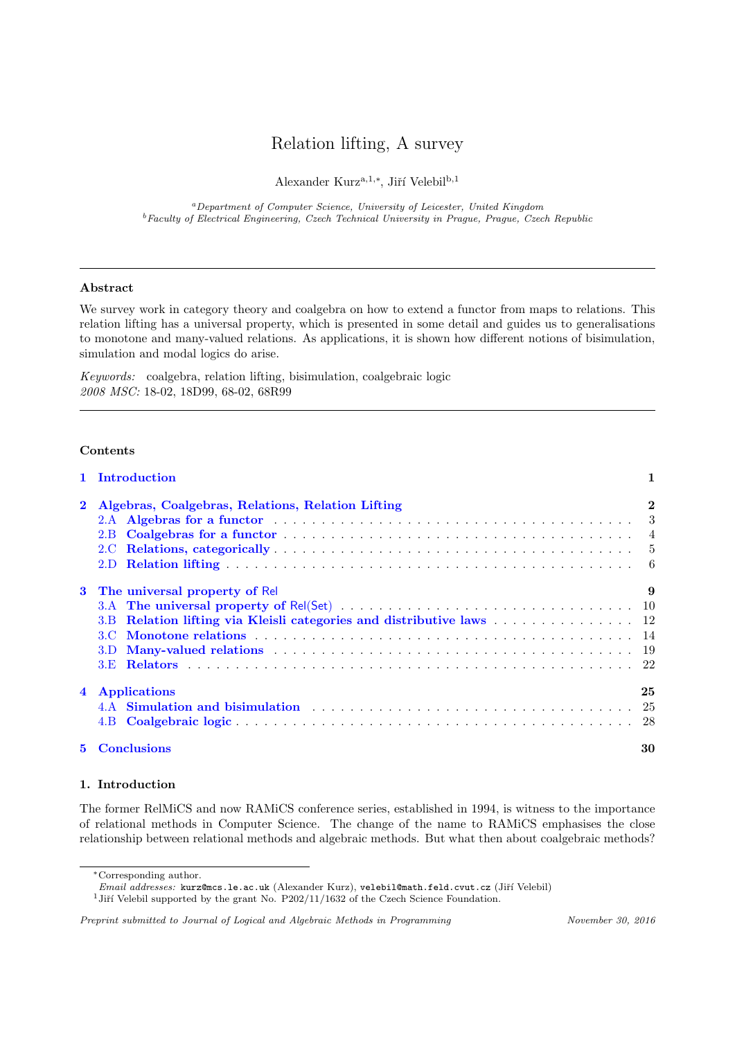# Relation lifting, A survey

Alexander Kurz[a,1,*], Jiří Velebil[b,1]

[a]*Department of Computer Science, University of Leicester, United Kingdom*
[b]*Faculty of Electrical Engineering, Czech Technical University in Prague, Prague, Czech Republic*

---

### Abstract

We survey work in category theory and coalgebra on how to extend a functor from maps to relations. This relation lifting has a universal property, which is presented in some detail and guides us to generalisations to monotone and many-valued relations. As applications, it is shown how different notions of bisimulation, simulation and modal logics do arise.

*Keywords:* coalgebra, relation lifting, bisimulation, coalgebraic logic
*2008 MSC:* 18-02, 18D99, 68-02, 68R99

---

### Contents

- **1 Introduction** — 1
- **2 Algebras, Coalgebras, Relations, Relation Lifting** — 2
  - 2.A Algebras for a functor — 3
  - 2.B Coalgebras for a functor — 4
  - 2.C Relations, categorically — 5
  - 2.D Relation lifting — 6
- **3 The universal property of Rel** — 9
  - 3.A The universal property of Rel(Set) — 10
  - 3.B Relation lifting via Kleisli categories and distributive laws — 12
  - 3.C Monotone relations — 14
  - 3.D Many-valued relations — 19
  - 3.E Relators — 22
- **4 Applications** — 25
  - 4.A Simulation and bisimulation — 25
  - 4.B Coalgebraic logic — 28
- **5 Conclusions** — 30

## 1. Introduction

The former RelMiCS and now RAMiCS conference series, established in 1994, is witness to the importance of relational methods in Computer Science. The change of the name to RAMiCS emphasises the close relationship between relational methods and algebraic methods. But what then about coalgebraic methods?

---

*Corresponding author.
*Email addresses:* kurz@mcs.le.ac.uk (Alexander Kurz), velebil@math.feld.cvut.cz (Jiří Velebil)
[1]Jiří Velebil supported by the grant No. P202/11/1632 of the Czech Science Foundation.

*Preprint submitted to Journal of Logical and Algebraic Methods in Programming* — November 30, 2016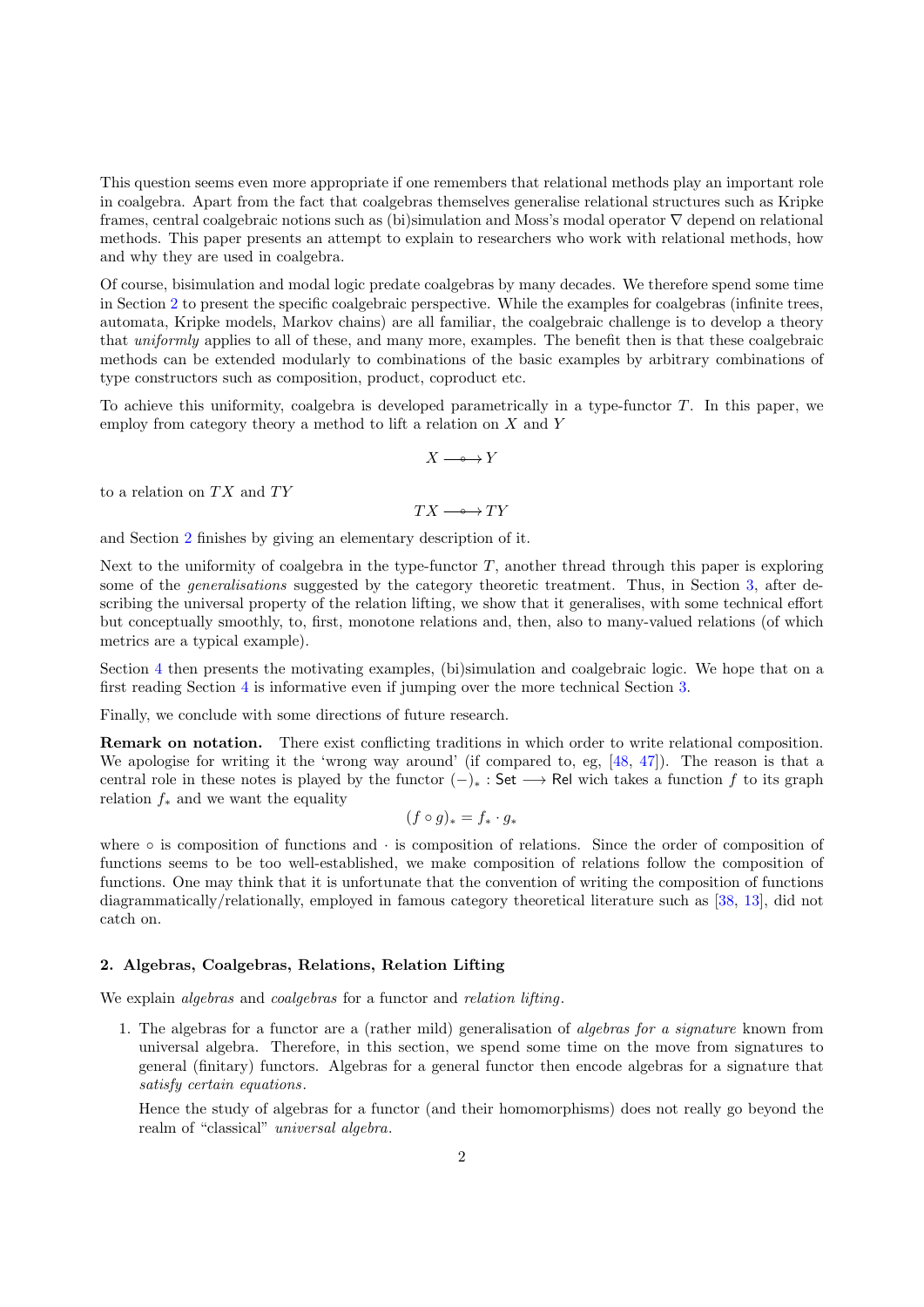This question seems even more appropriate if one remembers that relational methods play an important role in coalgebra. Apart from the fact that coalgebras themselves generalise relational structures such as Kripke frames, central coalgebraic notions such as (bi)simulation and Moss's modal operator $\nabla$ depend on relational methods. This paper presents an attempt to explain to researchers who work with relational methods, how and why they are used in coalgebra.

Of course, bisimulation and modal logic predate coalgebras by many decades. We therefore spend some time in Section 2 to present the specific coalgebraic perspective. While the examples for coalgebras (infinite trees, automata, Kripke models, Markov chains) are all familiar, the coalgebraic challenge is to develop a theory that *uniformly* applies to all of these, and many more, examples. The benefit then is that these coalgebraic methods can be extended modularly to combinations of the basic examples by arbitrary combinations of type constructors such as composition, product, coproduct etc.

To achieve this uniformity, coalgebra is developed parametrically in a type-functor $T$. In this paper, we employ from category theory a method to lift a relation on $X$ and $Y$

$$X \longrightarrow\!\!\!\!\!\!\!\circ\;\; Y$$

to a relation on $TX$ and $TY$

$$TX \longrightarrow\!\!\!\!\!\!\!\circ\;\; TY$$

and Section 2 finishes by giving an elementary description of it.

Next to the uniformity of coalgebra in the type-functor $T$, another thread through this paper is exploring some of the *generalisations* suggested by the category theoretic treatment. Thus, in Section 3, after describing the universal property of the relation lifting, we show that it generalises, with some technical effort but conceptually smoothly, to, first, monotone relations and, then, also to many-valued relations (of which metrics are a typical example).

Section 4 then presents the motivating examples, (bi)simulation and coalgebraic logic. We hope that on a first reading Section 4 is informative even if jumping over the more technical Section 3.

Finally, we conclude with some directions of future research.

**Remark on notation.** There exist conflicting traditions in which order to write relational composition. We apologise for writing it the 'wrong way around' (if compared to, eg, [48, 47]). The reason is that a central role in these notes is played by the functor $(-)_* : \mathsf{Set} \longrightarrow \mathsf{Rel}$ wich takes a function $f$ to its graph relation $f_*$ and we want the equality

$$(f \circ g)_* = f_* \cdot g_*$$

where $\circ$ is composition of functions and $\cdot$ is composition of relations. Since the order of composition of functions seems to be too well-established, we make composition of relations follow the composition of functions. One may think that it is unfortunate that the convention of writing the composition of functions diagrammatically/relationally, employed in famous category theoretical literature such as [38, 13], did not catch on.

## 2. Algebras, Coalgebras, Relations, Relation Lifting

We explain *algebras* and *coalgebras* for a functor and *relation lifting*.

1. The algebras for a functor are a (rather mild) generalisation of *algebras for a signature* known from universal algebra. Therefore, in this section, we spend some time on the move from signatures to general (finitary) functors. Algebras for a general functor then encode algebras for a signature that *satisfy certain equations*.

   Hence the study of algebras for a functor (and their homomorphisms) does not really go beyond the realm of "classical" *universal algebra*.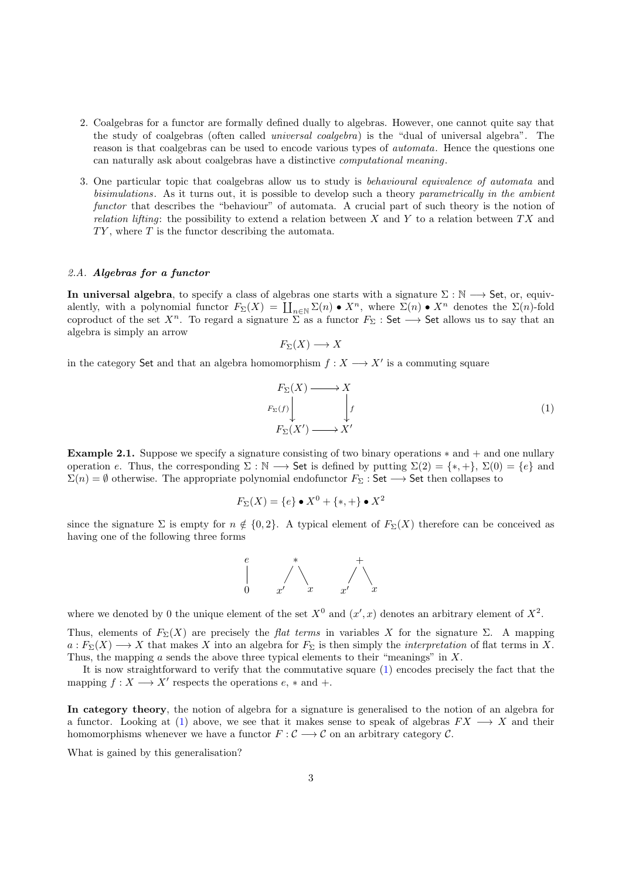2. Coalgebras for a functor are formally defined dually to algebras. However, one cannot quite say that the study of coalgebras (often called *universal coalgebra*) is the "dual of universal algebra". The reason is that coalgebras can be used to encode various types of *automata*. Hence the questions one can naturally ask about coalgebras have a distinctive *computational meaning*.

3. One particular topic that coalgebras allow us to study is *behavioural equivalence of automata* and *bisimulations*. As it turns out, it is possible to develop such a theory *parametrically in the ambient functor* that describes the "behaviour" of automata. A crucial part of such theory is the notion of *relation lifting*: the possibility to extend a relation between $X$ and $Y$ to a relation between $TX$ and $TY$, where $T$ is the functor describing the automata.

### *2.A.* ***Algebras for a functor***

**In universal algebra**, to specify a class of algebras one starts with a signature $\Sigma : \mathbb{N} \longrightarrow \mathsf{Set}$, or, equivalently, with a polynomial functor $F_\Sigma(X) = \coprod_{n \in \mathbb{N}} \Sigma(n) \bullet X^n$, where $\Sigma(n) \bullet X^n$ denotes the $\Sigma(n)$-fold coproduct of the set $X^n$. To regard a signature $\Sigma$ as a functor $F_\Sigma : \mathsf{Set} \longrightarrow \mathsf{Set}$ allows us to say that an algebra is simply an arrow

$$F_\Sigma(X) \longrightarrow X$$

in the category $\mathsf{Set}$ and that an algebra homomorphism $f : X \longrightarrow X'$ is a commuting square

$$\begin{array}{ccc} F_\Sigma(X) & \longrightarrow & X \\ {\scriptstyle F_\Sigma(f)} \downarrow & & \downarrow {\scriptstyle f} \\ F_\Sigma(X') & \longrightarrow & X' \end{array} \tag{1}$$

**Example 2.1.** Suppose we specify a signature consisting of two binary operations $*$ and $+$ and one nullary operation $e$. Thus, the corresponding $\Sigma : \mathbb{N} \longrightarrow \mathsf{Set}$ is defined by putting $\Sigma(2) = \{*, +\}$, $\Sigma(0) = \{e\}$ and $\Sigma(n) = \emptyset$ otherwise. The appropriate polynomial endofunctor $F_\Sigma : \mathsf{Set} \longrightarrow \mathsf{Set}$ then collapses to

$$F_\Sigma(X) = \{e\} \bullet X^0 + \{*, +\} \bullet X^2$$

since the signature $\Sigma$ is empty for $n \notin \{0, 2\}$. A typical element of $F_\Sigma(X)$ therefore can be conceived as having one of the following three forms

$$\begin{array}{ccc} e & * & + \\ | & / \ \backslash & / \ \backslash \\ 0 & x' \quad x & x' \quad x \end{array}$$

where we denoted by 0 the unique element of the set $X^0$ and $(x', x)$ denotes an arbitrary element of $X^2$.

Thus, elements of $F_\Sigma(X)$ are precisely the *flat terms* in variables $X$ for the signature $\Sigma$. A mapping $a : F_\Sigma(X) \longrightarrow X$ that makes $X$ into an algebra for $F_\Sigma$ is then simply the *interpretation* of flat terms in $X$. Thus, the mapping $a$ sends the above three typical elements to their "meanings" in $X$.

It is now straightforward to verify that the commutative square (1) encodes precisely the fact that the mapping $f : X \longrightarrow X'$ respects the operations $e$, $*$ and $+$.

**In category theory**, the notion of algebra for a signature is generalised to the notion of an algebra for a functor. Looking at (1) above, we see that it makes sense to speak of algebras $FX \longrightarrow X$ and their homomorphisms whenever we have a functor $F : \mathcal{C} \longrightarrow \mathcal{C}$ on an arbitrary category $\mathcal{C}$.

What is gained by this generalisation?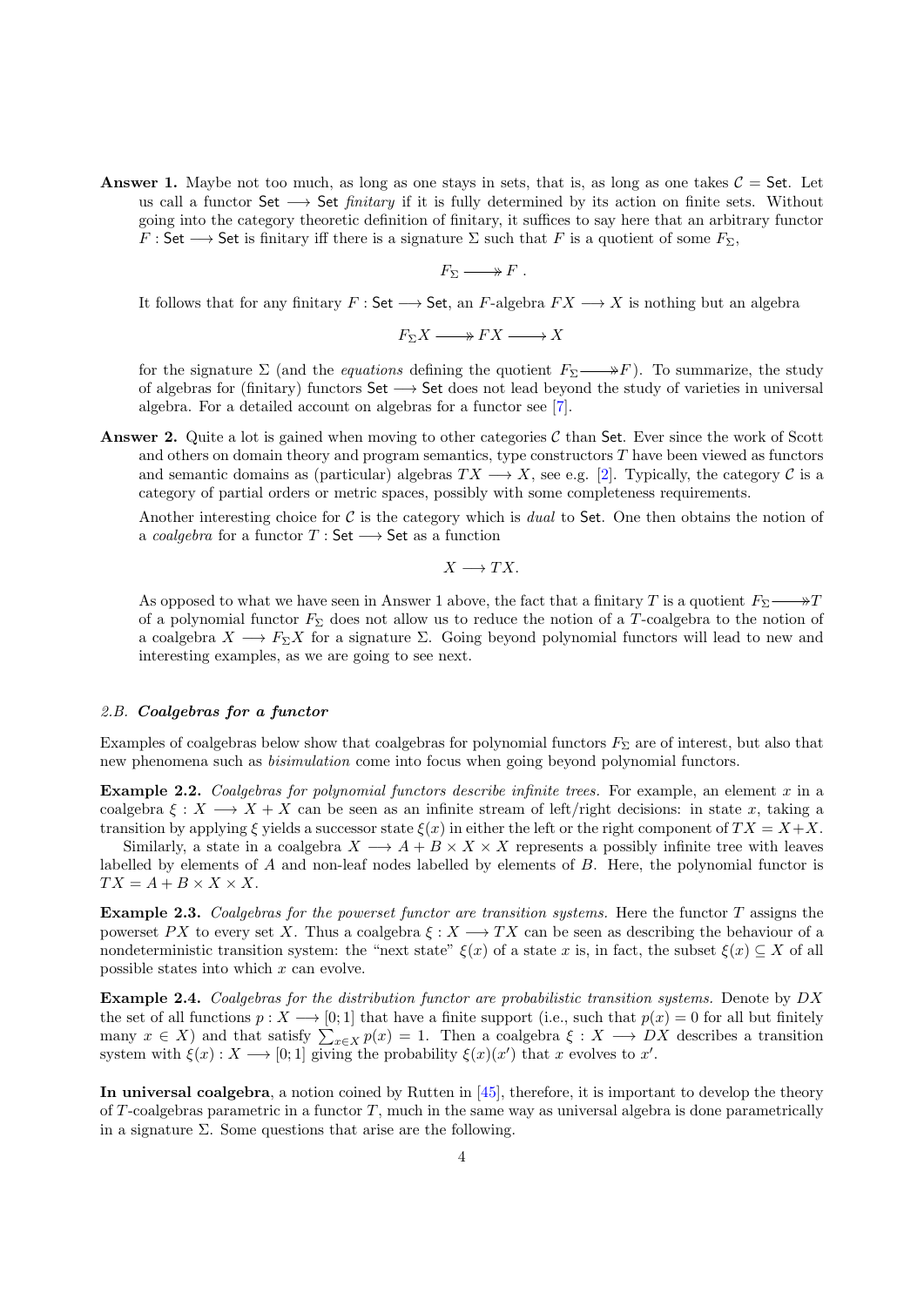**Answer 1.** Maybe not too much, as long as one stays in sets, that is, as long as one takes $\mathcal{C} = \mathsf{Set}$. Let us call a functor $\mathsf{Set} \longrightarrow \mathsf{Set}$ *finitary* if it is fully determined by its action on finite sets. Without going into the category theoretic definition of finitary, it suffices to say here that an arbitrary functor $F : \mathsf{Set} \longrightarrow \mathsf{Set}$ is finitary iff there is a signature $\Sigma$ such that $F$ is a quotient of some $F_\Sigma$,

$$F_\Sigma \longrightarrow\!\!\!\!\!\rightarrow F .$$

It follows that for any finitary $F : \mathsf{Set} \longrightarrow \mathsf{Set}$, an $F$-algebra $FX \longrightarrow X$ is nothing but an algebra

$$F_\Sigma X \longrightarrow\!\!\!\!\!\rightarrow FX \longrightarrow X$$

for the signature $\Sigma$ (and the *equations* defining the quotient $F_\Sigma \longrightarrow\!\!\!\!\!\rightarrow F$). To summarize, the study of algebras for (finitary) functors $\mathsf{Set} \longrightarrow \mathsf{Set}$ does not lead beyond the study of varieties in universal algebra. For a detailed account on algebras for a functor see [7].

**Answer 2.** Quite a lot is gained when moving to other categories $\mathcal{C}$ than $\mathsf{Set}$. Ever since the work of Scott and others on domain theory and program semantics, type constructors $T$ have been viewed as functors and semantic domains as (particular) algebras $TX \longrightarrow X$, see e.g. [2]. Typically, the category $\mathcal{C}$ is a category of partial orders or metric spaces, possibly with some completeness requirements.

Another interesting choice for $\mathcal{C}$ is the category which is *dual* to $\mathsf{Set}$. One then obtains the notion of a *coalgebra* for a functor $T : \mathsf{Set} \longrightarrow \mathsf{Set}$ as a function

$$X \longrightarrow TX.$$

As opposed to what we have seen in Answer 1 above, the fact that a finitary $T$ is a quotient $F_\Sigma \longrightarrow\!\!\!\!\!\rightarrow T$ of a polynomial functor $F_\Sigma$ does not allow us to reduce the notion of a $T$-coalgebra to the notion of a coalgebra $X \longrightarrow F_\Sigma X$ for a signature $\Sigma$. Going beyond polynomial functors will lead to new and interesting examples, as we are going to see next.

### *2.B.* ***Coalgebras for a functor***

Examples of coalgebras below show that coalgebras for polynomial functors $F_\Sigma$ are of interest, but also that new phenomena such as *bisimulation* come into focus when going beyond polynomial functors.

**Example 2.2.** *Coalgebras for polynomial functors describe infinite trees.* For example, an element $x$ in a coalgebra $\xi : X \longrightarrow X + X$ can be seen as an infinite stream of left/right decisions: in state $x$, taking a transition by applying $\xi$ yields a successor state $\xi(x)$ in either the left or the right component of $TX = X + X$.

Similarly, a state in a coalgebra $X \longrightarrow A + B \times X \times X$ represents a possibly infinite tree with leaves labelled by elements of $A$ and non-leaf nodes labelled by elements of $B$. Here, the polynomial functor is $TX = A + B \times X \times X$.

**Example 2.3.** *Coalgebras for the powerset functor are transition systems.* Here the functor $T$ assigns the powerset $PX$ to every set $X$. Thus a coalgebra $\xi : X \longrightarrow TX$ can be seen as describing the behaviour of a nondeterministic transition system: the "next state" $\xi(x)$ of a state $x$ is, in fact, the subset $\xi(x) \subseteq X$ of all possible states into which $x$ can evolve.

**Example 2.4.** *Coalgebras for the distribution functor are probabilistic transition systems.* Denote by $DX$ the set of all functions $p : X \longrightarrow [0;1]$ that have a finite support (i.e., such that $p(x) = 0$ for all but finitely many $x \in X$) and that satisfy $\sum_{x \in X} p(x) = 1$. Then a coalgebra $\xi : X \longrightarrow DX$ describes a transition system with $\xi(x) : X \longrightarrow [0;1]$ giving the probability $\xi(x)(x')$ that $x$ evolves to $x'$.

**In universal coalgebra**, a notion coined by Rutten in [45], therefore, it is important to develop the theory of $T$-coalgebras parametric in a functor $T$, much in the same way as universal algebra is done parametrically in a signature $\Sigma$. Some questions that arise are the following.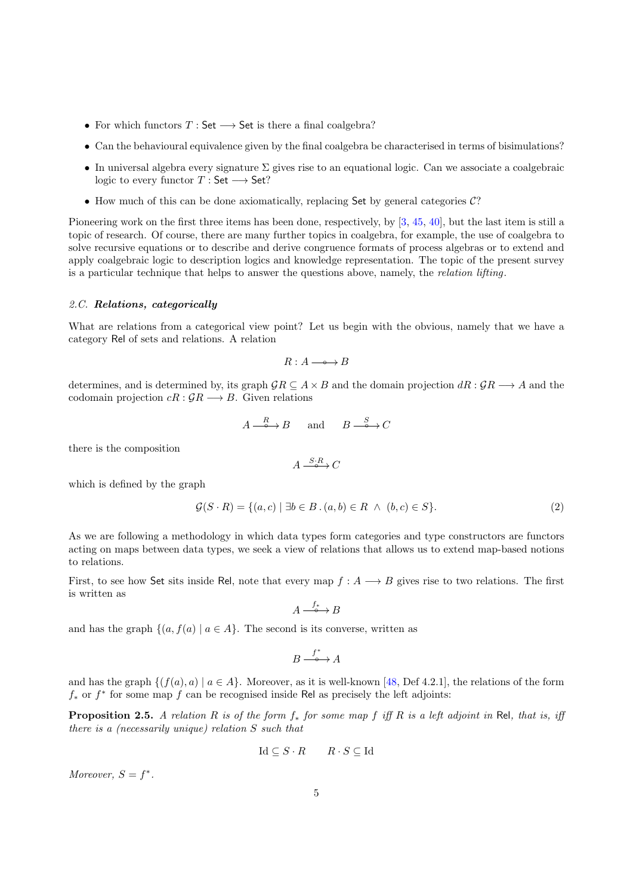- For which functors $T : \mathsf{Set} \longrightarrow \mathsf{Set}$ is there a final coalgebra?
- Can the behavioural equivalence given by the final coalgebra be characterised in terms of bisimulations?
- In universal algebra every signature $\Sigma$ gives rise to an equational logic. Can we associate a coalgebraic logic to every functor $T : \mathsf{Set} \longrightarrow \mathsf{Set}$?
- How much of this can be done axiomatically, replacing $\mathsf{Set}$ by general categories $\mathcal{C}$?

Pioneering work on the first three items has been done, respectively, by [3, 45, 40], but the last item is still a topic of research. Of course, there are many further topics in coalgebra, for example, the use of coalgebra to solve recursive equations or to describe and derive congruence formats of process algebras or to extend and apply coalgebraic logic to description logics and knowledge representation. The topic of the present survey is a particular technique that helps to answer the questions above, namely, the *relation lifting*.

### 2.C. *Relations, categorically*

What are relations from a categorical view point? Let us begin with the obvious, namely that we have a category $\mathsf{Rel}$ of sets and relations. A relation

$$R : A \longrightarrow\!\!\!\!\!\!\!\circ\;\; B$$

determines, and is determined by, its graph $\mathcal{G}R \subseteq A \times B$ and the domain projection $dR : \mathcal{G}R \longrightarrow A$ and the codomain projection $cR : \mathcal{G}R \longrightarrow B$. Given relations

$$A \xrightarrow{R} B \qquad \text{and} \qquad B \xrightarrow{S} C$$

there is the composition

$$A \xrightarrow{S \cdot R} C$$

which is defined by the graph

$$\mathcal{G}(S \cdot R) = \{(a, c) \mid \exists b \in B \,.\, (a, b) \in R \;\wedge\; (b, c) \in S\}. \tag{2}$$

As we are following a methodology in which data types form categories and type constructors are functors acting on maps between data types, we seek a view of relations that allows us to extend map-based notions to relations.

First, to see how $\mathsf{Set}$ sits inside $\mathsf{Rel}$, note that every map $f : A \longrightarrow B$ gives rise to two relations. The first is written as

$$A \xrightarrow{f_*} B$$

and has the graph $\{(a, f(a) \mid a \in A\}$. The second is its converse, written as

$$B \xrightarrow{f^*} A$$

and has the graph $\{(f(a), a) \mid a \in A\}$. Moreover, as it is well-known [48, Def 4.2.1], the relations of the form $f_*$ or $f^*$ for some map $f$ can be recognised inside $\mathsf{Rel}$ as precisely the left adjoints:

**Proposition 2.5.** *A relation $R$ is of the form $f_*$ for some map $f$ iff $R$ is a left adjoint in $\mathsf{Rel}$, that is, iff there is a (necessarily unique) relation $S$ such that*

$$\mathrm{Id} \subseteq S \cdot R \qquad R \cdot S \subseteq \mathrm{Id}$$

*Moreover, $S = f^*$.*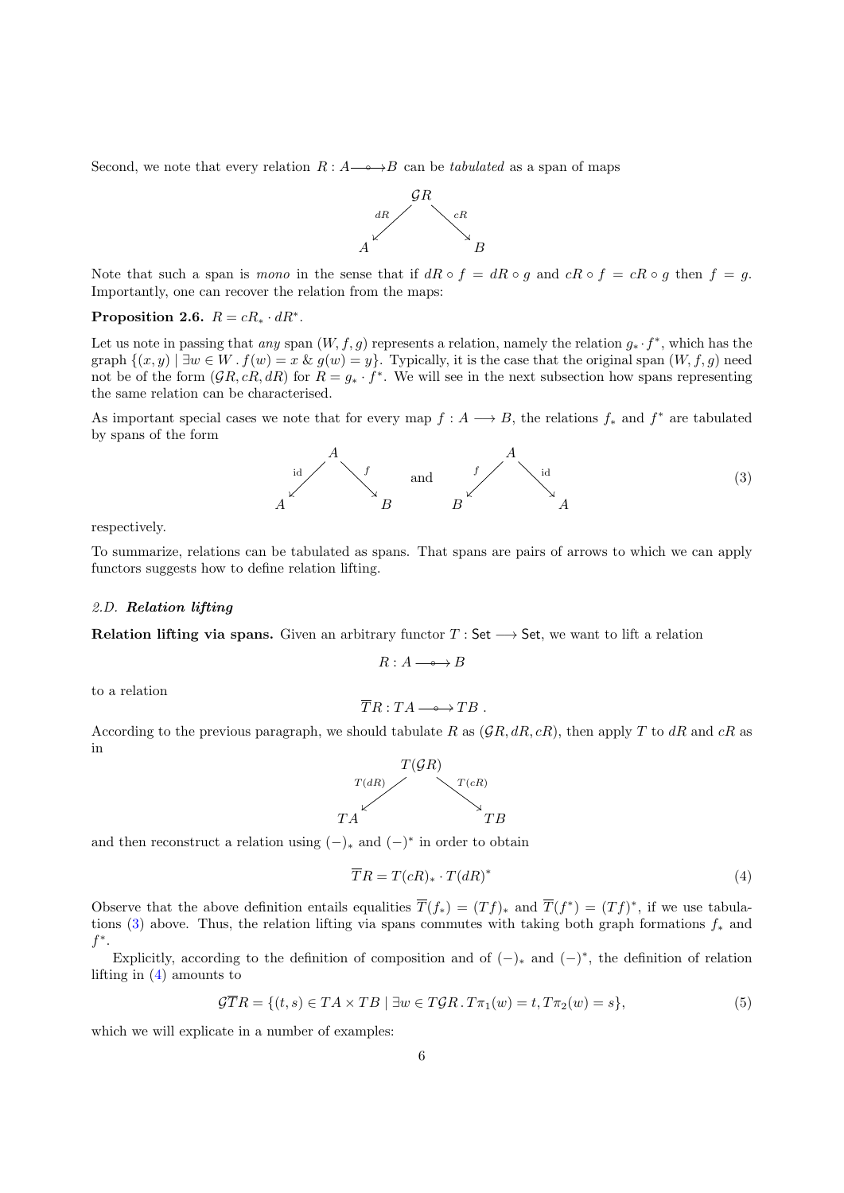Second, we note that every relation $R : A \longrightarrow\!\!\!\!\!\!\circ\;\; B$ can be *tabulated* as a span of maps

$$
\begin{array}{ccc}
 & \mathcal{G}R & \\
 {}^{dR}\swarrow & & \searrow^{cR} \\
A & & B
\end{array}
$$

Note that such a span is *mono* in the sense that if $dR \circ f = dR \circ g$ and $cR \circ f = cR \circ g$ then $f = g$. Importantly, one can recover the relation from the maps:

**Proposition 2.6.** $R = cR_* \cdot dR^*$.

Let us note in passing that *any* span $(W, f, g)$ represents a relation, namely the relation $g_* \cdot f^*$, which has the graph $\{(x, y) \mid \exists w \in W \,.\, f(w) = x \;\&\; g(w) = y\}$. Typically, it is the case that the original span $(W, f, g)$ need not be of the form $(\mathcal{G}R, cR, dR)$ for $R = g_* \cdot f^*$. We will see in the next subsection how spans representing the same relation can be characterised.

As important special cases we note that for every map $f : A \longrightarrow B$, the relations $f_*$ and $f^*$ are tabulated by spans of the form

$$
\begin{array}{ccc}
 & A & \\
 {}^{\mathrm{id}}\swarrow & & \searrow^{f} \\
A & & B
\end{array}
\qquad \text{and} \qquad
\begin{array}{ccc}
 & A & \\
 {}^{f}\swarrow & & \searrow^{\mathrm{id}} \\
B & & A
\end{array}
\tag{3}
$$

respectively.

To summarize, relations can be tabulated as spans. That spans are pairs of arrows to which we can apply functors suggests how to define relation lifting.

### 2.D. *Relation lifting*

**Relation lifting via spans.** Given an arbitrary functor $T : \mathsf{Set} \longrightarrow \mathsf{Set}$, we want to lift a relation

$$R : A \longrightarrow\!\!\!\!\!\!\circ\;\; B$$

to a relation

$$\overline{T}R : TA \longrightarrow\!\!\!\!\!\!\circ\;\; TB \,.$$

According to the previous paragraph, we should tabulate $R$ as $(\mathcal{G}R, dR, cR)$, then apply $T$ to $dR$ and $cR$ as in

$$
\begin{array}{ccc}
 & T(\mathcal{G}R) & \\
 {}^{T(dR)}\swarrow & & \searrow^{T(cR)} \\
TA & & TB
\end{array}
$$

and then reconstruct a relation using $(-)_*$ and $(-)^*$ in order to obtain

$$\overline{T}R = T(cR)_* \cdot T(dR)^* \tag{4}$$

Observe that the above definition entails equalities $\overline{T}(f_*) = (Tf)_*$ and $\overline{T}(f^*) = (Tf)^*$, if we use tabulations (3) above. Thus, the relation lifting via spans commutes with taking both graph formations $f_*$ and $f^*$.

Explicitly, according to the definition of composition and of $(-)_*$ and $(-)^*$, the definition of relation lifting in (4) amounts to

$$\mathcal{G}\overline{T}R = \{(t, s) \in TA \times TB \mid \exists w \in T\mathcal{G}R \,.\, T\pi_1(w) = t, T\pi_2(w) = s\}, \tag{5}$$

which we will explicate in a number of examples: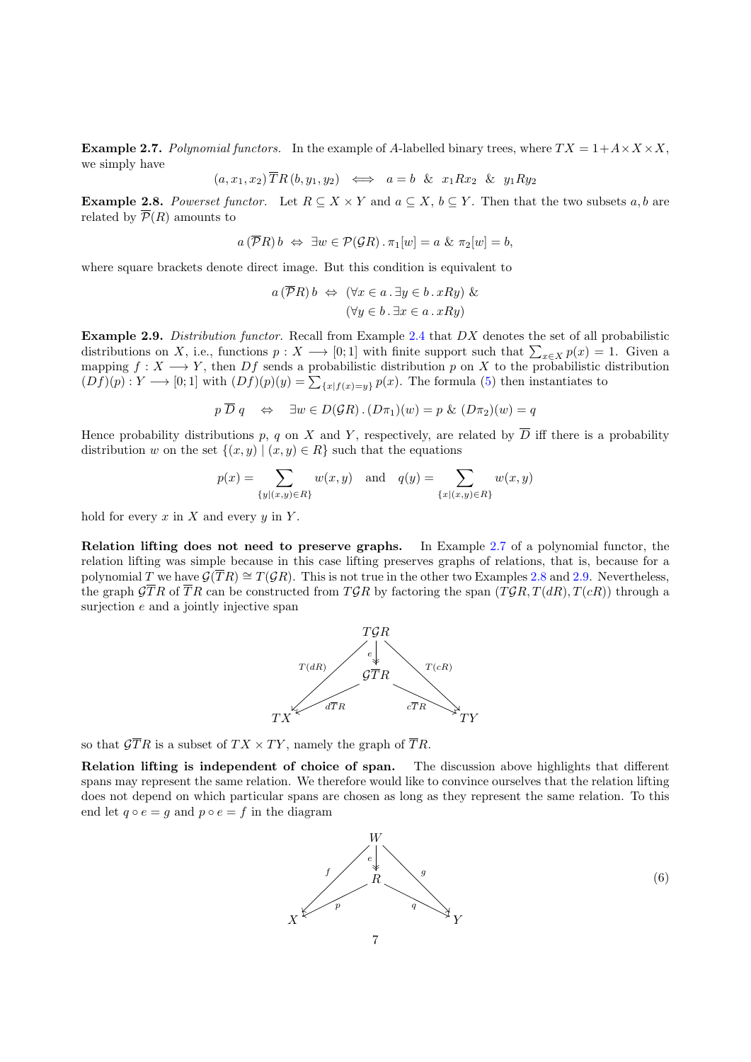**Example 2.7.** *Polynomial functors.* In the example of $A$-labelled binary trees, where $TX = 1 + A \times X \times X$, we simply have

$$(a, x_1, x_2)\,\overline{T}R\,(b, y_1, y_2) \iff a = b \;\;\&\;\; x_1 R x_2 \;\;\&\;\; y_1 R y_2$$

**Example 2.8.** *Powerset functor.* Let $R \subseteq X \times Y$ and $a \subseteq X$, $b \subseteq Y$. Then that the two subsets $a, b$ are related by $\overline{\mathcal{P}}(R)$ amounts to

$$a\,(\overline{\mathcal{P}}R)\,b \;\Leftrightarrow\; \exists w \in \mathcal{P}(\mathcal{G}R)\,.\,\pi_1[w] = a \;\&\; \pi_2[w] = b,$$

where square brackets denote direct image. But this condition is equivalent to

$$\begin{aligned} a\,(\overline{\mathcal{P}}R)\,b \;\Leftrightarrow\; & (\forall x \in a\,.\,\exists y \in b\,.\,xRy)\;\& \\ & (\forall y \in b\,.\,\exists x \in a\,.\,xRy) \end{aligned}$$

**Example 2.9.** *Distribution functor.* Recall from Example 2.4 that $DX$ denotes the set of all probabilistic distributions on $X$, i.e., functions $p : X \longrightarrow [0;1]$ with finite support such that $\sum_{x \in X} p(x) = 1$. Given a mapping $f : X \longrightarrow Y$, then $Df$ sends a probabilistic distribution $p$ on $X$ to the probabilistic distribution $(Df)(p) : Y \longrightarrow [0;1]$ with $(Df)(p)(y) = \sum_{\{x \mid f(x) = y\}} p(x)$. The formula (5) then instantiates to

$$p\,\overline{D}\,q \quad\Leftrightarrow\quad \exists w \in D(\mathcal{G}R)\,.\,(D\pi_1)(w) = p \;\&\; (D\pi_2)(w) = q$$

Hence probability distributions $p$, $q$ on $X$ and $Y$, respectively, are related by $\overline{D}$ iff there is a probability distribution $w$ on the set $\{(x, y) \mid (x, y) \in R\}$ such that the equations

$$p(x) = \sum_{\{y \mid (x,y) \in R\}} w(x, y) \quad\text{and}\quad q(y) = \sum_{\{x \mid (x,y) \in R\}} w(x, y)$$

hold for every $x$ in $X$ and every $y$ in $Y$.

**Relation lifting does not need to preserve graphs.** In Example 2.7 of a polynomial functor, the relation lifting was simple because in this case lifting preserves graphs of relations, that is, because for a polynomial $T$ we have $\mathcal{G}(\overline{T}R) \cong T(\mathcal{G}R)$. This is not true in the other two Examples 2.8 and 2.9. Nevertheless, the graph $\mathcal{G}\overline{T}R$ of $\overline{T}R$ can be constructed from $T\mathcal{G}R$ by factoring the span $(T\mathcal{G}R, T(dR), T(cR))$ through a surjection $e$ and a jointly injective span

$$\begin{array}{ccccc} & & T\mathcal{G}R & & \\ & {\scriptstyle T(dR)}\swarrow & \downarrow{\scriptstyle e} & \searrow{\scriptstyle T(cR)} & \\ & & \mathcal{G}\overline{T}R & & \\ & \swarrow{\scriptstyle d\overline{T}R} & & {\scriptstyle c\overline{T}R}\searrow & \\ TX & & & & TY \end{array}$$

so that $\mathcal{G}\overline{T}R$ is a subset of $TX \times TY$, namely the graph of $\overline{T}R$.

**Relation lifting is independent of choice of span.** The discussion above highlights that different spans may represent the same relation. We therefore would like to convince ourselves that the relation lifting does not depend on which particular spans are chosen as long as they represent the same relation. To this end let $q \circ e = g$ and $p \circ e = f$ in the diagram

$$\begin{array}{ccccc} & & W & & \\ & {\scriptstyle f}\swarrow & \downarrow{\scriptstyle e} & \searrow{\scriptstyle g} & \\ & & R & & \\ & \swarrow{\scriptstyle p} & & {\scriptstyle q}\searrow & \\ X & & & & Y \end{array} \tag{6}$$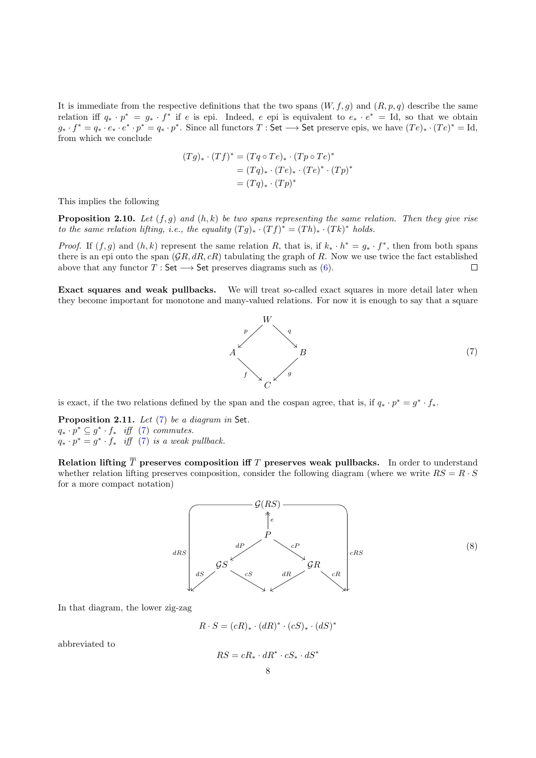It is immediate from the respective definitions that the two spans $(W, f, g)$ and $(R, p, q)$ describe the same relation iff $q_* \cdot p^* = g_* \cdot f^*$ if $e$ is epi. Indeed, $e$ epi is equivalent to $e_* \cdot e^* = \mathrm{Id}$, so that we obtain $g_* \cdot f^* = q_* \cdot e_* \cdot e^* \cdot p^* = q_* \cdot p^*$. Since all functors $T : \mathsf{Set} \longrightarrow \mathsf{Set}$ preserve epis, we have $(Te)_* \cdot (Te)^* = \mathrm{Id}$, from which we conclude

$$
\begin{aligned}
(Tg)_* \cdot (Tf)^* &= (Tq \circ Te)_* \cdot (Tp \circ Te)^* \\
&= (Tq)_* \cdot (Te)_* \cdot (Te)^* \cdot (Tp)^* \\
&= (Tq)_* \cdot (Tp)^*
\end{aligned}
$$

This implies the following

**Proposition 2.10.** *Let $(f, g)$ and $(h, k)$ be two spans representing the same relation. Then they give rise to the same relation lifting, i.e., the equality $(Tg)_* \cdot (Tf)^* = (Th)_* \cdot (Tk)^*$ holds.*

*Proof.* If $(f, g)$ and $(h, k)$ represent the same relation $R$, that is, if $k_* \cdot h^* = g_* \cdot f^*$, then from both spans there is an epi onto the span $(\mathcal{G}R, dR, cR)$ tabulating the graph of $R$. Now we use twice the fact established above that any functor $T : \mathsf{Set} \longrightarrow \mathsf{Set}$ preserves diagrams such as (6). □

**Exact squares and weak pullbacks.** We will treat so-called exact squares in more detail later when they become important for monotone and many-valued relations. For now it is enough to say that a square

$$
\begin{array}{ccccc}
 & & W & & \\
 & \overset{p}{\swarrow} & & \overset{q}{\searrow} & \\
A & & & & B \\
 & \underset{f}{\searrow} & & \underset{g}{\swarrow} & \\
 & & C & &
\end{array}
\qquad (7)
$$

is exact, if the two relations defined by the span and the cospan agree, that is, if $q_* \cdot p^* = g^* \cdot f_*$.

**Proposition 2.11.** *Let (7) be a diagram in $\mathsf{Set}$.*
*$q_* \cdot p^* \subseteq g^* \cdot f_*$ iff (7) commutes.*
*$q_* \cdot p^* = g^* \cdot f_*$ iff (7) is a weak pullback.*

**Relation lifting $\overline{T}$ preserves composition iff $T$ preserves weak pullbacks.** In order to understand whether relation lifting preserves composition, consider the following diagram (where we write $RS = R \cdot S$ for a more compact notation)

$$
\begin{array}{ccccccc}
 & & & \mathcal{G}(RS) & & & \\
 & & & \uparrow e & & & \\
 & & & P & & & \\
 & & \overset{dP}{\swarrow} & & \overset{cP}{\searrow} & & \\
 & \mathcal{G}S & & & & \mathcal{G}R & \\
 \overset{dS}{\swarrow} & & \overset{cS}{\searrow} & & \overset{dR}{\swarrow} & & \overset{cR}{\searrow} \\
\cdot & & & \cdot & & & \cdot
\end{array}
\qquad (8)
$$

(with $dRS$ from $\mathcal{G}(RS)$ to the bottom left and $cRS$ from $\mathcal{G}(RS)$ to the bottom right)

In that diagram, the lower zig-zag

$$R \cdot S = (cR)_* \cdot (dR)^* \cdot (cS)_* \cdot (dS)^*$$

abbreviated to

$$RS = cR_* \cdot dR^* \cdot cS_* \cdot dS^*$$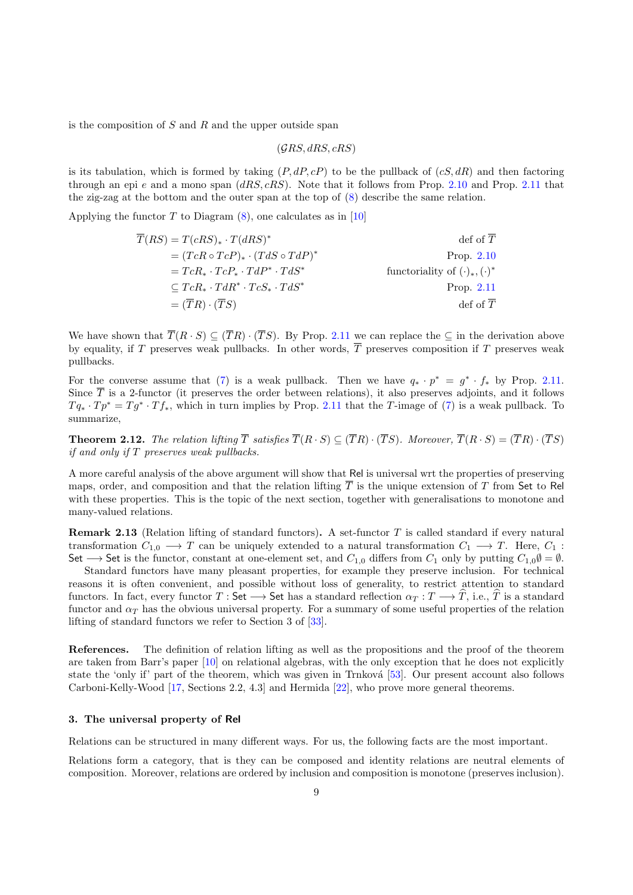is the composition of $S$ and $R$ and the upper outside span

$$(\mathcal{G}RS, dRS, cRS)$$

is its tabulation, which is formed by taking $(P, dP, cP)$ to be the pullback of $(cS, dR)$ and then factoring through an epi $e$ and a mono span $(dRS, cRS)$. Note that it follows from Prop. 2.10 and Prop. 2.11 that the zig-zag at the bottom and the outer span at the top of (8) describe the same relation.

Applying the functor $T$ to Diagram (8), one calculates as in [10]

$$
\begin{aligned}
\overline{T}(RS) &= T(cRS)_* \cdot T(dRS)^* && \text{def of } \overline{T} \\
&= (TcR \circ TcP)_* \cdot (TdS \circ TdP)^* && \text{Prop. 2.10} \\
&= TcR_* \cdot TcP_* \cdot TdP^* \cdot TdS^* && \text{functoriality of } (\cdot)_*, (\cdot)^* \\
&\subseteq TcR_* \cdot TdR^* \cdot TcS_* \cdot TdS^* && \text{Prop. 2.11} \\
&= (\overline{T}R) \cdot (\overline{T}S) && \text{def of } \overline{T}
\end{aligned}
$$

We have shown that $\overline{T}(R \cdot S) \subseteq (\overline{T}R) \cdot (\overline{T}S)$. By Prop. 2.11 we can replace the $\subseteq$ in the derivation above by equality, if $T$ preserves weak pullbacks. In other words, $\overline{T}$ preserves composition if $T$ preserves weak pullbacks.

For the converse assume that (7) is a weak pullback. Then we have $q_* \cdot p^* = g^* \cdot f_*$ by Prop. 2.11. Since $\overline{T}$ is a 2-functor (it preserves the order between relations), it also preserves adjoints, and it follows $Tq_* \cdot Tp^* = Tg^* \cdot Tf_*$, which in turn implies by Prop. 2.11 that the $T$-image of (7) is a weak pullback. To summarize,

**Theorem 2.12.** *The relation lifting $\overline{T}$ satisfies $\overline{T}(R \cdot S) \subseteq (\overline{T}R) \cdot (\overline{T}S)$. Moreover, $\overline{T}(R \cdot S) = (\overline{T}R) \cdot (\overline{T}S)$ if and only if $T$ preserves weak pullbacks.*

A more careful analysis of the above argument will show that Rel is universal wrt the properties of preserving maps, order, and composition and that the relation lifting $\overline{T}$ is the unique extension of $T$ from Set to Rel with these properties. This is the topic of the next section, together with generalisations to monotone and many-valued relations.

**Remark 2.13** (Relation lifting of standard functors)**.** A set-functor $T$ is called standard if every natural transformation $C_{1,0} \longrightarrow T$ can be uniquely extended to a natural transformation $C_1 \longrightarrow T$. Here, $C_1 :$ Set $\longrightarrow$ Set is the functor, constant at one-element set, and $C_{1,0}$ differs from $C_1$ only by putting $C_{1,0}\emptyset = \emptyset$.

Standard functors have many pleasant properties, for example they preserve inclusion. For technical reasons it is often convenient, and possible without loss of generality, to restrict attention to standard functors. In fact, every functor $T :$ Set $\longrightarrow$ Set has a standard reflection $\alpha_T : T \longrightarrow \widehat{T}$, i.e., $\widehat{T}$ is a standard functor and $\alpha_T$ has the obvious universal property. For a summary of some useful properties of the relation lifting of standard functors we refer to Section 3 of [33].

**References.** The definition of relation lifting as well as the propositions and the proof of the theorem are taken from Barr's paper [10] on relational algebras, with the only exception that he does not explicitly state the 'only if' part of the theorem, which was given in Trnková [53]. Our present account also follows Carboni-Kelly-Wood [17, Sections 2.2, 4.3] and Hermida [22], who prove more general theorems.

## 3. The universal property of Rel

Relations can be structured in many different ways. For us, the following facts are the most important.

Relations form a category, that is they can be composed and identity relations are neutral elements of composition. Moreover, relations are ordered by inclusion and composition is monotone (preserves inclusion).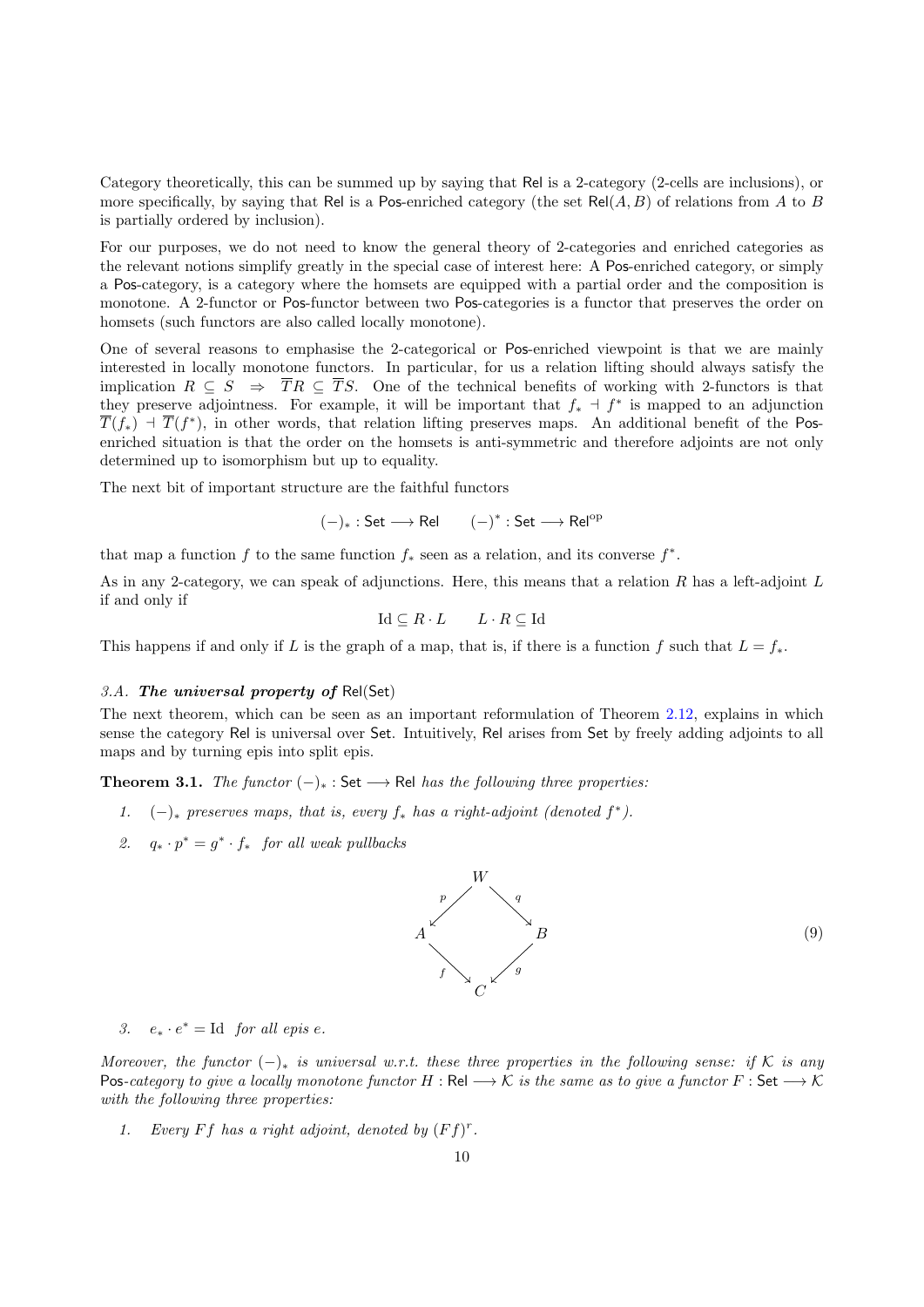Category theoretically, this can be summed up by saying that Rel is a 2-category (2-cells are inclusions), or more specifically, by saying that Rel is a Pos-enriched category (the set $\mathsf{Rel}(A, B)$ of relations from $A$ to $B$ is partially ordered by inclusion).

For our purposes, we do not need to know the general theory of 2-categories and enriched categories as the relevant notions simplify greatly in the special case of interest here: A Pos-enriched category, or simply a Pos-category, is a category where the homsets are equipped with a partial order and the composition is monotone. A 2-functor or Pos-functor between two Pos-categories is a functor that preserves the order on homsets (such functors are also called locally monotone).

One of several reasons to emphasise the 2-categorical or Pos-enriched viewpoint is that we are mainly interested in locally monotone functors. In particular, for us a relation lifting should always satisfy the implication $R \subseteq S \Rightarrow \overline{T}R \subseteq \overline{T}S$. One of the technical benefits of working with 2-functors is that they preserve adjointness. For example, it will be important that $f_* \dashv f^*$ is mapped to an adjunction $\overline{T}(f_*) \dashv \overline{T}(f^*)$, in other words, that relation lifting preserves maps. An additional benefit of the Pos-enriched situation is that the order on the homsets is anti-symmetric and therefore adjoints are not only determined up to isomorphism but up to equality.

The next bit of important structure are the faithful functors

$$(-)_* : \mathsf{Set} \longrightarrow \mathsf{Rel} \qquad (-)^* : \mathsf{Set} \longrightarrow \mathsf{Rel}^{\mathrm{op}}$$

that map a function $f$ to the same function $f_*$ seen as a relation, and its converse $f^*$.

As in any 2-category, we can speak of adjunctions. Here, this means that a relation $R$ has a left-adjoint $L$ if and only if

$$\mathrm{Id} \subseteq R \cdot L \qquad L \cdot R \subseteq \mathrm{Id}$$

This happens if and only if $L$ is the graph of a map, that is, if there is a function $f$ such that $L = f_*$.

### 3.A. *The universal property of* Rel(Set)

The next theorem, which can be seen as an important reformulation of Theorem 2.12, explains in which sense the category Rel is universal over Set. Intuitively, Rel arises from Set by freely adding adjoints to all maps and by turning epis into split epis.

**Theorem 3.1.** *The functor $(-)_* : \mathsf{Set} \longrightarrow \mathsf{Rel}$ has the following three properties:*

1. *$(-)_*$ preserves maps, that is, every $f_*$ has a right-adjoint (denoted $f^*$).*
2. *$q_* \cdot p^* = g^* \cdot f_*$ for all weak pullbacks*

$$\begin{array}{ccccc} & & W & & \\ & \swarrow^{p} & & \searrow^{q} & \\ A & & & & B \\ & \searrow_{f} & & \swarrow_{g} & \\ & & C & & \end{array} \tag{9}$$

3. *$e_* \cdot e^* = \mathrm{Id}$ for all epis $e$.*

*Moreover, the functor $(-)_*$ is universal w.r.t. these three properties in the following sense: if $\mathcal{K}$ is any Pos-category to give a locally monotone functor $H : \mathsf{Rel} \longrightarrow \mathcal{K}$ is the same as to give a functor $F : \mathsf{Set} \longrightarrow \mathcal{K}$ with the following three properties:*

1. *Every $Ff$ has a right adjoint, denoted by $(Ff)^r$.*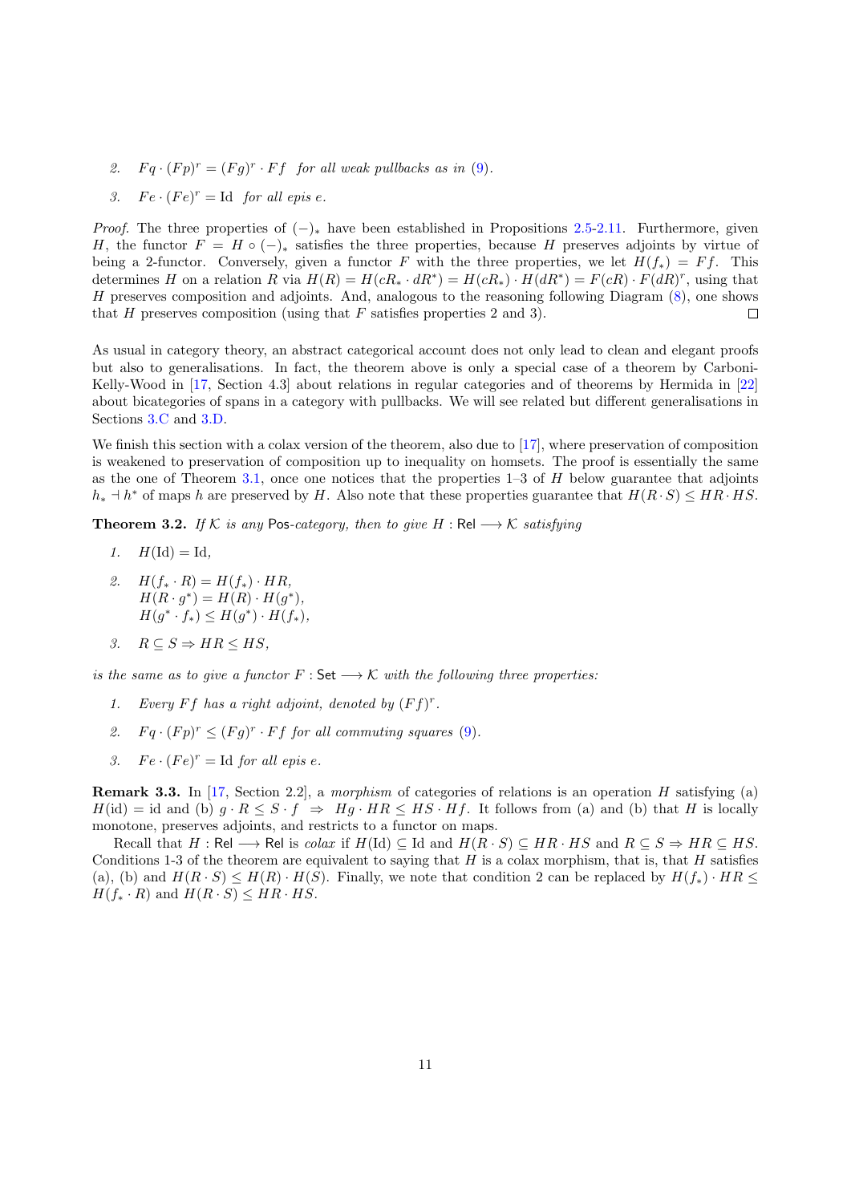2. $Fq \cdot (Fp)^r = (Fg)^r \cdot Ff$ *for all weak pullbacks as in* (9).
3. $Fe \cdot (Fe)^r = \mathrm{Id}$ *for all epis* $e$.

*Proof.* The three properties of $(-)_*$ have been established in Propositions 2.5-2.11. Furthermore, given $H$, the functor $F = H \circ (-)_*$ satisfies the three properties, because $H$ preserves adjoints by virtue of being a 2-functor. Conversely, given a functor $F$ with the three properties, we let $H(f_*) = Ff$. This determines $H$ on a relation $R$ via $H(R) = H(cR_* \cdot dR^*) = H(cR_*) \cdot H(dR^*) = F(cR) \cdot F(dR)^r$, using that $H$ preserves composition and adjoints. And, analogous to the reasoning following Diagram (8), one shows that $H$ preserves composition (using that $F$ satisfies properties 2 and 3). ☐

As usual in category theory, an abstract categorical account does not only lead to clean and elegant proofs but also to generalisations. In fact, the theorem above is only a special case of a theorem by Carboni-Kelly-Wood in [17, Section 4.3] about relations in regular categories and of theorems by Hermida in [22] about bicategories of spans in a category with pullbacks. We will see related but different generalisations in Sections 3.C and 3.D.

We finish this section with a colax version of the theorem, also due to [17], where preservation of composition is weakened to preservation of composition up to inequality on homsets. The proof is essentially the same as the one of Theorem 3.1, once one notices that the properties 1–3 of $H$ below guarantee that adjoints $h_* \dashv h^*$ of maps $h$ are preserved by $H$. Also note that these properties guarantee that $H(R \cdot S) \leq HR \cdot HS$.

**Theorem 3.2.** *If* $\mathcal{K}$ *is any* $\mathsf{Pos}$*-category, then to give* $H : \mathsf{Rel} \longrightarrow \mathcal{K}$ *satisfying*

1. $H(\mathrm{Id}) = \mathrm{Id}$,
2. $H(f_* \cdot R) = H(f_*) \cdot HR$,
   $H(R \cdot g^*) = H(R) \cdot H(g^*)$,
   $H(g^* \cdot f_*) \leq H(g^*) \cdot H(f_*)$,
3. $R \subseteq S \Rightarrow HR \leq HS$,

*is the same as to give a functor* $F : \mathsf{Set} \longrightarrow \mathcal{K}$ *with the following three properties:*

1. *Every* $Ff$ *has a right adjoint, denoted by* $(Ff)^r$.
2. $Fq \cdot (Fp)^r \leq (Fg)^r \cdot Ff$ *for all commuting squares* (9).
3. $Fe \cdot (Fe)^r = \mathrm{Id}$ *for all epis* $e$.

**Remark 3.3.** In [17, Section 2.2], a *morphism* of categories of relations is an operation $H$ satisfying (a) $H(\mathrm{id}) = \mathrm{id}$ and (b) $g \cdot R \leq S \cdot f \;\Rightarrow\; Hg \cdot HR \leq HS \cdot Hf$. It follows from (a) and (b) that $H$ is locally monotone, preserves adjoints, and restricts to a functor on maps.

Recall that $H : \mathsf{Rel} \longrightarrow \mathsf{Rel}$ is *colax* if $H(\mathrm{Id}) \subseteq \mathrm{Id}$ and $H(R \cdot S) \subseteq HR \cdot HS$ and $R \subseteq S \Rightarrow HR \subseteq HS$. Conditions 1-3 of the theorem are equivalent to saying that $H$ is a colax morphism, that is, that $H$ satisfies (a), (b) and $H(R \cdot S) \leq H(R) \cdot H(S)$. Finally, we note that condition 2 can be replaced by $H(f_*) \cdot HR \leq H(f_* \cdot R)$ and $H(R \cdot S) \leq HR \cdot HS$.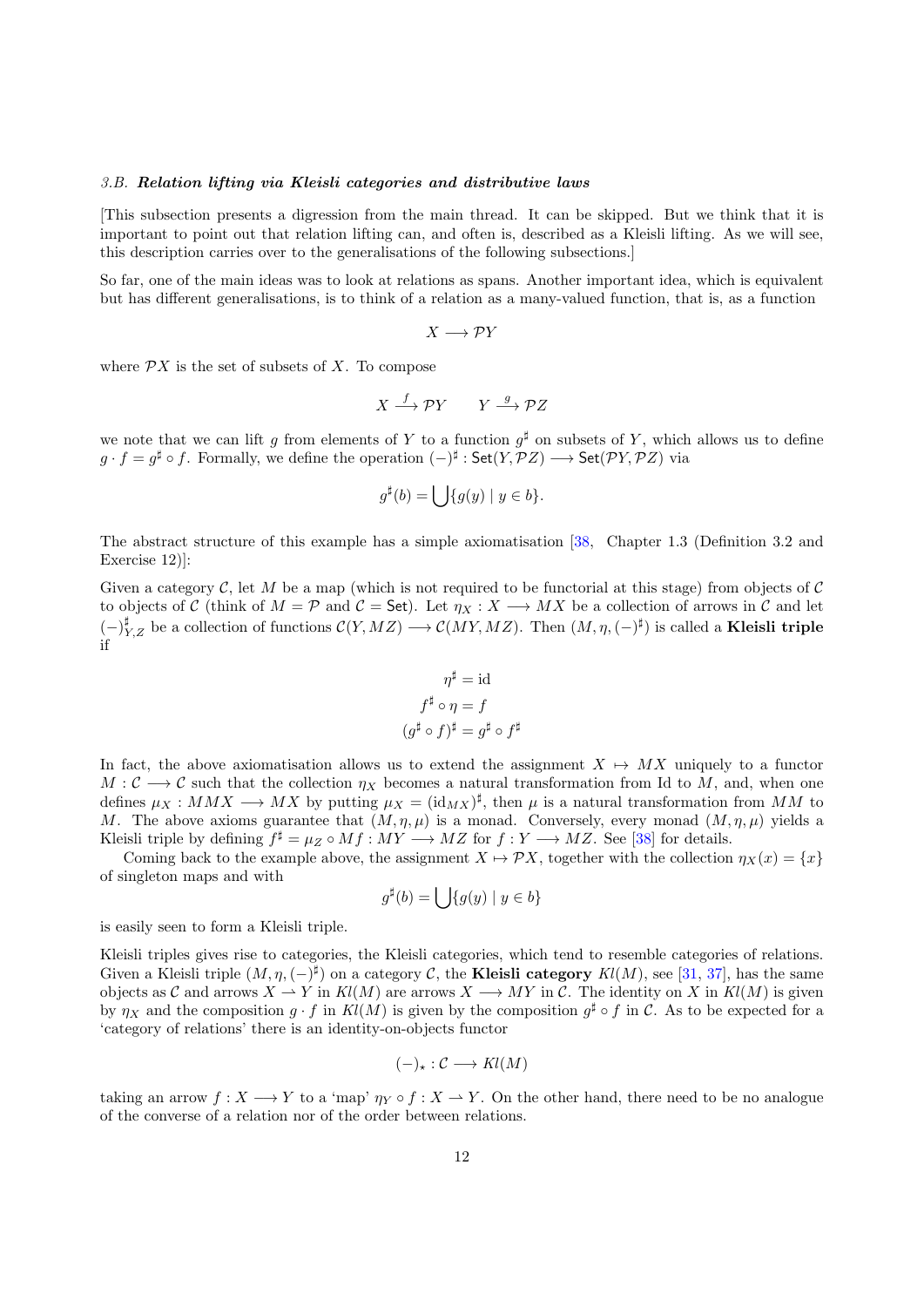### 3.B. ***Relation lifting via Kleisli categories and distributive laws***

[This subsection presents a digression from the main thread. It can be skipped. But we think that it is important to point out that relation lifting can, and often is, described as a Kleisli lifting. As we will see, this description carries over to the generalisations of the following subsections.]

So far, one of the main ideas was to look at relations as spans. Another important idea, which is equivalent but has different generalisations, is to think of a relation as a many-valued function, that is, as a function

$$X \longrightarrow \mathcal{P}Y$$

where $\mathcal{P}X$ is the set of subsets of $X$. To compose

$$X \xrightarrow{f} \mathcal{P}Y \qquad Y \xrightarrow{g} \mathcal{P}Z$$

we note that we can lift $g$ from elements of $Y$ to a function $g^\sharp$ on subsets of $Y$, which allows us to define $g \cdot f = g^\sharp \circ f$. Formally, we define the operation $(-)^\sharp : \mathsf{Set}(Y, \mathcal{P}Z) \longrightarrow \mathsf{Set}(\mathcal{P}Y, \mathcal{P}Z)$ via

$$g^\sharp(b) = \bigcup\{g(y) \mid y \in b\}.$$

The abstract structure of this example has a simple axiomatisation [38, Chapter 1.3 (Definition 3.2 and Exercise 12)]:

Given a category $\mathcal{C}$, let $M$ be a map (which is not required to be functorial at this stage) from objects of $\mathcal{C}$ to objects of $\mathcal{C}$ (think of $M = \mathcal{P}$ and $\mathcal{C} = \mathsf{Set}$). Let $\eta_X : X \longrightarrow MX$ be a collection of arrows in $\mathcal{C}$ and let $(-)^\sharp_{Y,Z}$ be a collection of functions $\mathcal{C}(Y, MZ) \longrightarrow \mathcal{C}(MY, MZ)$. Then $(M, \eta, (-)^\sharp)$ is called a **Kleisli triple** if

$$\eta^\sharp = \mathrm{id}$$
$$f^\sharp \circ \eta = f$$
$$(g^\sharp \circ f)^\sharp = g^\sharp \circ f^\sharp$$

In fact, the above axiomatisation allows us to extend the assignment $X \mapsto MX$ uniquely to a functor $M : \mathcal{C} \longrightarrow \mathcal{C}$ such that the collection $\eta_X$ becomes a natural transformation from Id to $M$, and, when one defines $\mu_X : MMX \longrightarrow MX$ by putting $\mu_X = (\mathrm{id}_{MX})^\sharp$, then $\mu$ is a natural transformation from $MM$ to $M$. The above axioms guarantee that $(M, \eta, \mu)$ is a monad. Conversely, every monad $(M, \eta, \mu)$ yields a Kleisli triple by defining $f^\sharp = \mu_Z \circ Mf : MY \longrightarrow MZ$ for $f : Y \longrightarrow MZ$. See [38] for details.

Coming back to the example above, the assignment $X \mapsto \mathcal{P}X$, together with the collection $\eta_X(x) = \{x\}$ of singleton maps and with

$$g^\sharp(b) = \bigcup\{g(y) \mid y \in b\}$$

is easily seen to form a Kleisli triple.

Kleisli triples gives rise to categories, the Kleisli categories, which tend to resemble categories of relations. Given a Kleisli triple $(M, \eta, (-)^\sharp)$ on a category $\mathcal{C}$, the **Kleisli category** $Kl(M)$, see [31, 37], has the same objects as $\mathcal{C}$ and arrows $X \rightharpoonup Y$ in $Kl(M)$ are arrows $X \longrightarrow MY$ in $\mathcal{C}$. The identity on $X$ in $Kl(M)$ is given by $\eta_X$ and the composition $g \cdot f$ in $Kl(M)$ is given by the composition $g^\sharp \circ f$ in $\mathcal{C}$. As to be expected for a 'category of relations' there is an identity-on-objects functor

$$(-)_\star : \mathcal{C} \longrightarrow Kl(M)$$

taking an arrow $f : X \longrightarrow Y$ to a 'map' $\eta_Y \circ f : X \rightharpoonup Y$. On the other hand, there need to be no analogue of the converse of a relation nor of the order between relations.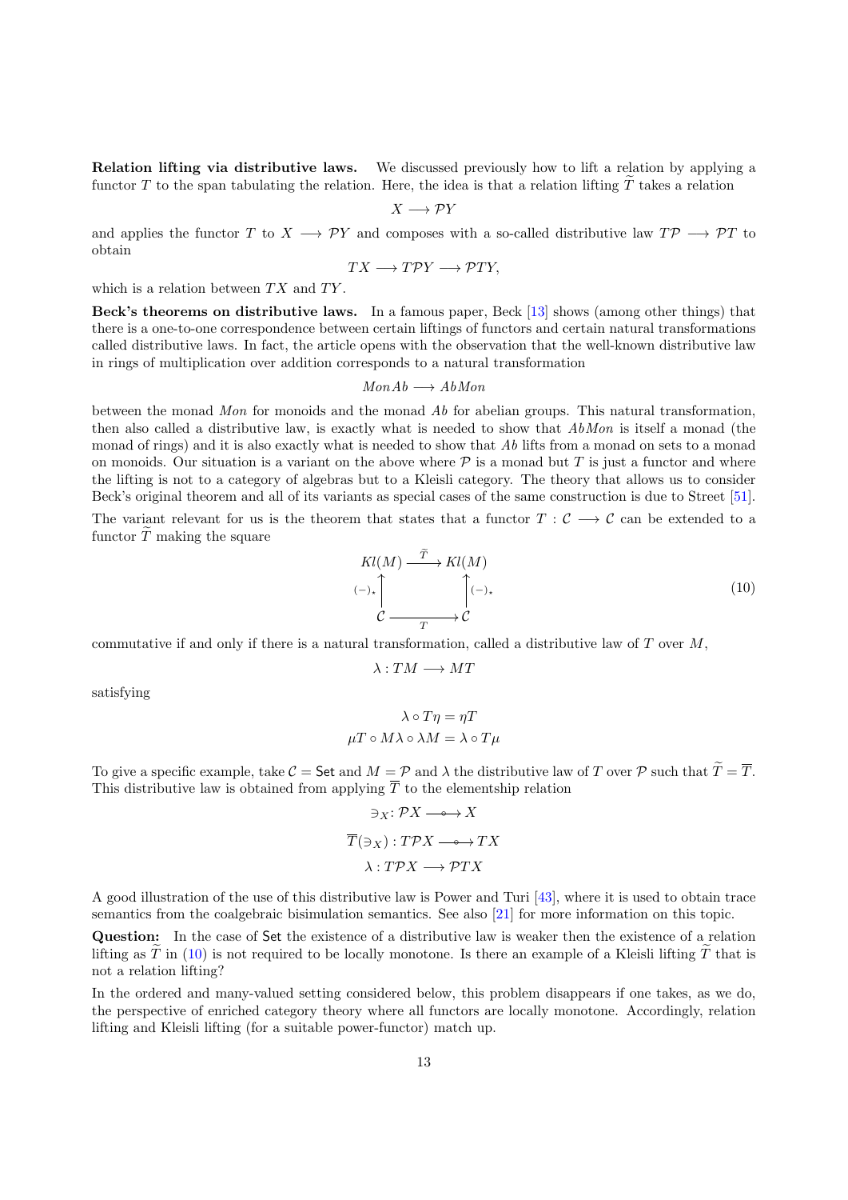**Relation lifting via distributive laws.** We discussed previously how to lift a relation by applying a functor $T$ to the span tabulating the relation. Here, the idea is that a relation lifting $\widetilde{T}$ takes a relation

$$X \longrightarrow \mathcal{P}Y$$

and applies the functor $T$ to $X \longrightarrow \mathcal{P}Y$ and composes with a so-called distributive law $T\mathcal{P} \longrightarrow \mathcal{P}T$ to obtain

$$TX \longrightarrow T\mathcal{P}Y \longrightarrow \mathcal{P}TY,$$

which is a relation between $TX$ and $TY$.

**Beck's theorems on distributive laws.** In a famous paper, Beck [13] shows (among other things) that there is a one-to-one correspondence between certain liftings of functors and certain natural transformations called distributive laws. In fact, the article opens with the observation that the well-known distributive law in rings of multiplication over addition corresponds to a natural transformation

$$Mon\,Ab \longrightarrow Ab\,Mon$$

between the monad $Mon$ for monoids and the monad $Ab$ for abelian groups. This natural transformation, then also called a distributive law, is exactly what is needed to show that $AbMon$ is itself a monad (the monad of rings) and it is also exactly what is needed to show that $Ab$ lifts from a monad on sets to a monad on monoids. Our situation is a variant on the above where $\mathcal{P}$ is a monad but $T$ is just a functor and where the lifting is not to a category of algebras but to a Kleisli category. The theory that allows us to consider Beck's original theorem and all of its variants as special cases of the same construction is due to Street [51].

The variant relevant for us is the theorem that states that a functor $T : \mathcal{C} \longrightarrow \mathcal{C}$ can be extended to a functor $\widetilde{T}$ making the square

$$\begin{array}{ccc} Kl(M) & \xrightarrow{\ \widetilde{T}\ } & Kl(M) \\ {\scriptstyle (-)_\star}\uparrow & & \uparrow{\scriptstyle (-)_\star} \\ \mathcal{C} & \xrightarrow[\ T\ ]{} & \mathcal{C} \end{array} \tag{10}$$

commutative if and only if there is a natural transformation, called a distributive law of $T$ over $M$,

$$\lambda : TM \longrightarrow MT$$

satisfying

$$\lambda \circ T\eta = \eta T$$
$$\mu T \circ M\lambda \circ \lambda M = \lambda \circ T\mu$$

To give a specific example, take $\mathcal{C} = \mathsf{Set}$ and $M = \mathcal{P}$ and $\lambda$ the distributive law of $T$ over $\mathcal{P}$ such that $\widetilde{T} = \overline{T}$. This distributive law is obtained from applying $\overline{T}$ to the elementship relation

$$\ni_X : \mathcal{P}X \longrightarrow\!\!\!\!\!\!\circ\;\; X$$
$$\overline{T}(\ni_X) : T\mathcal{P}X \longrightarrow\!\!\!\!\!\!\circ\;\; TX$$
$$\lambda : T\mathcal{P}X \longrightarrow \mathcal{P}TX$$

A good illustration of the use of this distributive law is Power and Turi [43], where it is used to obtain trace semantics from the coalgebraic bisimulation semantics. See also [21] for more information on this topic.

**Question:** In the case of $\mathsf{Set}$ the existence of a distributive law is weaker then the existence of a relation lifting as $\widetilde{T}$ in (10) is not required to be locally monotone. Is there an example of a Kleisli lifting $\widetilde{T}$ that is not a relation lifting?

In the ordered and many-valued setting considered below, this problem disappears if one takes, as we do, the perspective of enriched category theory where all functors are locally monotone. Accordingly, relation lifting and Kleisli lifting (for a suitable power-functor) match up.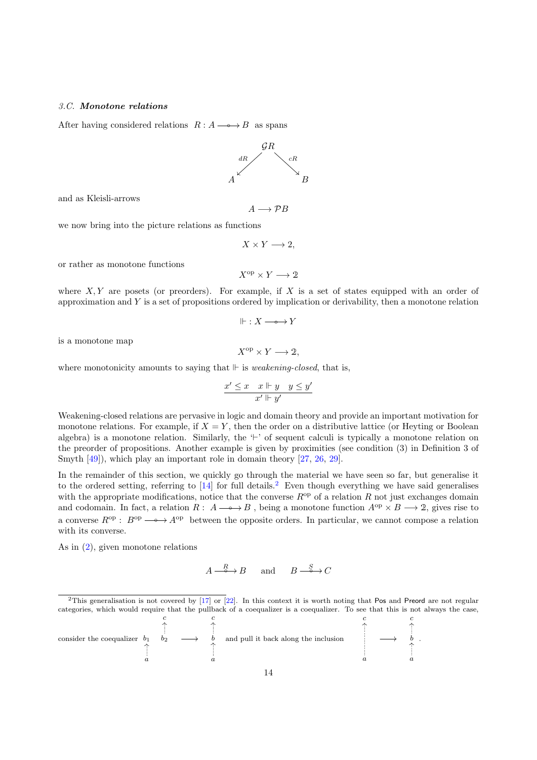### 3.C. *Monotone relations*

After having considered relations $R : A \longrightarrow\!\!\!\!\!\!\circ\;\; B$ as spans

$$\begin{array}{ccc} & \mathcal{G}R & \\ {\scriptstyle dR}\swarrow & & \searrow{\scriptstyle cR} \\ A & & B \end{array}$$

and as Kleisli-arrows

$$A \longrightarrow \mathcal{P}B$$

we now bring into the picture relations as functions

$$X \times Y \longrightarrow 2,$$

or rather as monotone functions

$$X^{\mathrm{op}} \times Y \longrightarrow \mathbb{2}$$

where $X, Y$ are posets (or preorders). For example, if $X$ is a set of states equipped with an order of approximation and $Y$ is a set of propositions ordered by implication or derivability, then a monotone relation

$$\Vdash : X \longrightarrow\!\!\!\!\!\!\circ\;\; Y$$

is a monotone map

$$X^{\mathrm{op}} \times Y \longrightarrow \mathbb{2},$$

where monotonicity amounts to saying that $\Vdash$ is *weakening-closed*, that is,

$$\frac{x' \leq x \quad x \Vdash y \quad y \leq y'}{x' \Vdash y'}$$

Weakening-closed relations are pervasive in logic and domain theory and provide an important motivation for monotone relations. For example, if $X = Y$, then the order on a distributive lattice (or Heyting or Boolean algebra) is a monotone relation. Similarly, the '$\vdash$' of sequent calculi is typically a monotone relation on the preorder of propositions. Another example is given by proximities (see condition (3) in Definition 3 of Smyth [49]), which play an important role in domain theory [27, 26, 29].

In the remainder of this section, we quickly go through the material we have seen so far, but generalise it to the ordered setting, referring to [14] for full details.[2] Even though everything we have said generalises with the appropriate modifications, notice that the converse $R^{\mathrm{op}}$ of a relation $R$ not just exchanges domain and codomain. In fact, a relation $R : A \longrightarrow\!\!\!\!\!\!\circ\;\; B$, being a monotone function $A^{\mathrm{op}} \times B \longrightarrow \mathbb{2}$, gives rise to a converse $R^{\mathrm{op}} : B^{\mathrm{op}} \longrightarrow\!\!\!\!\!\!\circ\;\; A^{\mathrm{op}}$ between the opposite orders. In particular, we cannot compose a relation with its converse.

As in (2), given monotone relations

$$A \xrightarrow{R} B \qquad \text{and} \qquad B \xrightarrow{S} C$$

[2] This generalisation is not covered by [17] or [22]. In this context it is worth noting that Pos and Preord are not regular categories, which would require that the pullback of a coequalizer is a coequalizer. To see that this is not always the case, consider the coequalizer (the poset with $a \leq b_1$ and $b_2 \leq c$ mapped onto the chain $a \leq b \leq c$) and pull it back along the inclusion (the poset with $a \leq c$ included into the chain $a \leq b \leq c$).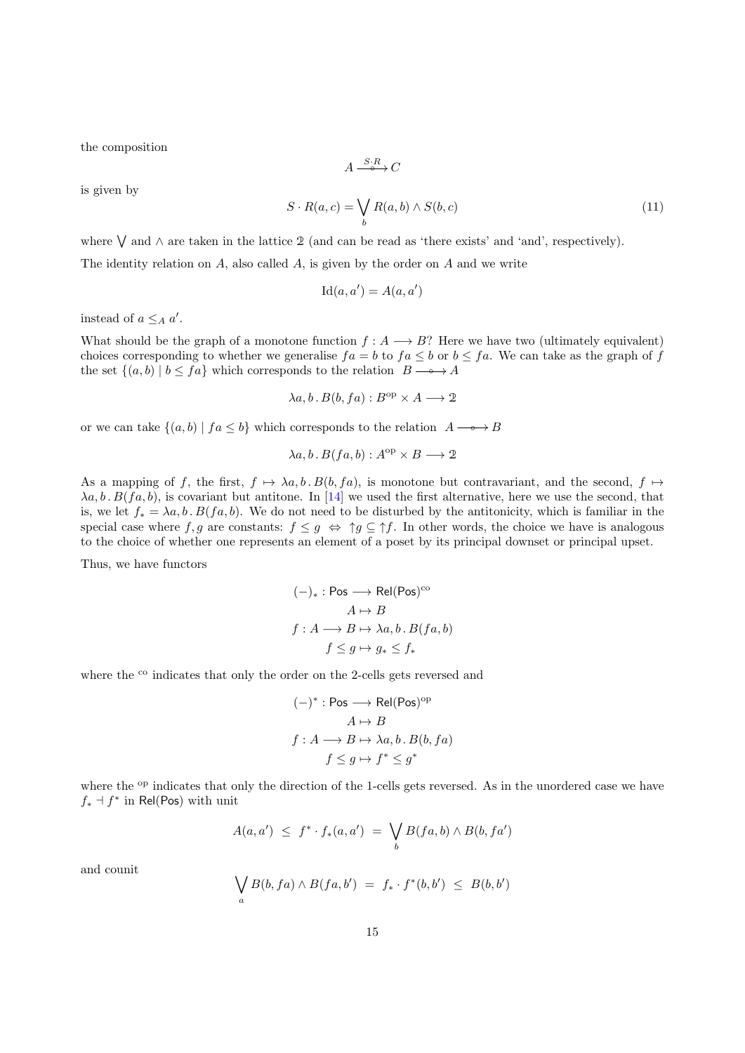the composition

$$A \xrightarrow{S \cdot R} C$$

is given by

$$S \cdot R(a,c) = \bigvee_b R(a,b) \wedge S(b,c) \tag{11}$$

where $\bigvee$ and $\wedge$ are taken in the lattice $\mathbb{2}$ (and can be read as 'there exists' and 'and', respectively).

The identity relation on $A$, also called $A$, is given by the order on $A$ and we write

$$\mathrm{Id}(a,a') = A(a,a')$$

instead of $a \leq_A a'$.

What should be the graph of a monotone function $f : A \longrightarrow B$? Here we have two (ultimately equivalent) choices corresponding to whether we generalise $fa = b$ to $fa \leq b$ or $b \leq fa$. We can take as the graph of $f$ the set $\{(a,b) \mid b \leq fa\}$ which corresponds to the relation $B \longrightarrow A$

$$\lambda a, b \,.\, B(b, fa) : B^{\mathrm{op}} \times A \longrightarrow \mathbb{2}$$

or we can take $\{(a,b) \mid fa \leq b\}$ which corresponds to the relation $A \longrightarrow B$

$$\lambda a, b \,.\, B(fa, b) : A^{\mathrm{op}} \times B \longrightarrow \mathbb{2}$$

As a mapping of $f$, the first, $f \mapsto \lambda a, b \,.\, B(b, fa)$, is monotone but contravariant, and the second, $f \mapsto \lambda a, b \,.\, B(fa, b)$, is covariant but antitone. In [14] we used the first alternative, here we use the second, that is, we let $f_* = \lambda a, b \,.\, B(fa, b)$. We do not need to be disturbed by the antitonicity, which is familiar in the special case where $f, g$ are constants: $f \leq g \;\Leftrightarrow\; \uparrow g \subseteq \uparrow f$. In other words, the choice we have is analogous to the choice of whether one represents an element of a poset by its principal downset or principal upset.

Thus, we have functors

$$
\begin{aligned}
(-)_* : \mathsf{Pos} &\longrightarrow \mathsf{Rel}(\mathsf{Pos})^{\mathrm{co}} \\
A &\mapsto B \\
f : A \longrightarrow B &\mapsto \lambda a, b \,.\, B(fa, b) \\
f \leq g &\mapsto g_* \leq f_*
\end{aligned}
$$

where the $^{\mathrm{co}}$ indicates that only the order on the 2-cells gets reversed and

$$
\begin{aligned}
(-)^* : \mathsf{Pos} &\longrightarrow \mathsf{Rel}(\mathsf{Pos})^{\mathrm{op}} \\
A &\mapsto B \\
f : A \longrightarrow B &\mapsto \lambda a, b \,.\, B(b, fa) \\
f \leq g &\mapsto f^* \leq g^*
\end{aligned}
$$

where the $^{\mathrm{op}}$ indicates that only the direction of the 1-cells gets reversed. As in the unordered case we have $f_* \dashv f^*$ in $\mathsf{Rel}(\mathsf{Pos})$ with unit

$$A(a,a') \;\leq\; f^* \cdot f_*(a,a') \;=\; \bigvee_b B(fa,b) \wedge B(b,fa')$$

and counit

$$\bigvee_a B(b,fa) \wedge B(fa,b') \;=\; f_* \cdot f^*(b,b') \;\leq\; B(b,b')$$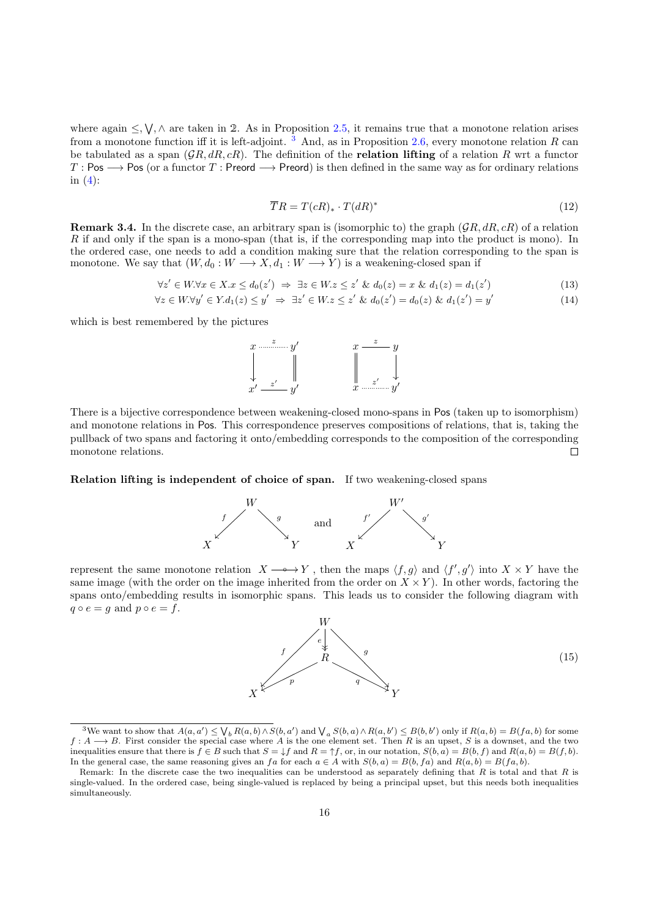where again $\leq, \bigvee, \wedge$ are taken in $\mathbb{2}$. As in Proposition 2.5, it remains true that a monotone relation arises from a monotone function iff it is left-adjoint. [3] And, as in Proposition 2.6, every monotone relation $R$ can be tabulated as a span $(\mathcal{G}R, dR, cR)$. The definition of the **relation lifting** of a relation $R$ wrt a functor $T : \mathsf{Pos} \longrightarrow \mathsf{Pos}$ (or a functor $T : \mathsf{Preord} \longrightarrow \mathsf{Preord}$) is then defined in the same way as for ordinary relations in (4):

$$\overline{T}R = T(cR)_* \cdot T(dR)^* \tag{12}$$

**Remark 3.4.** In the discrete case, an arbitrary span is (isomorphic to) the graph $(\mathcal{G}R, dR, cR)$ of a relation $R$ if and only if the span is a mono-span (that is, if the corresponding map into the product is mono). In the ordered case, one needs to add a condition making sure that the relation corresponding to the span is monotone. We say that $(W, d_0 : W \longrightarrow X, d_1 : W \longrightarrow Y)$ is a weakening-closed span if

$$\forall z' \in W. \forall x \in X. x \leq d_0(z') \;\Rightarrow\; \exists z \in W. z \leq z' \;\&\; d_0(z) = x \;\&\; d_1(z) = d_1(z') \tag{13}$$

$$\forall z \in W. \forall y' \in Y. d_1(z) \leq y' \;\Rightarrow\; \exists z' \in W. z \leq z' \;\&\; d_0(z') = d_0(z) \;\&\; d_1(z') = y' \tag{14}$$

which is best remembered by the pictures

$$\begin{array}{ccc} x & \overset{z}{\cdots\cdots} & y' \\ \downarrow & & \| \\ x' & \underset{z'}{\text{———}} & y' \end{array} \qquad\qquad \begin{array}{ccc} x & \overset{z}{\text{———}} & y \\ \| & & \downarrow \\ x & \underset{z'}{\cdots\cdots} & y' \end{array}$$

There is a bijective correspondence between weakening-closed mono-spans in $\mathsf{Pos}$ (taken up to isomorphism) and monotone relations in $\mathsf{Pos}$. This correspondence preserves compositions of relations, that is, taking the pullback of two spans and factoring it onto/embedding corresponds to the composition of the corresponding monotone relations. ◻

**Relation lifting is independent of choice of span.** If two weakening-closed spans

$$X \xleftarrow{f} W \xrightarrow{g} Y \quad \text{and} \quad X \xleftarrow{f'} W' \xrightarrow{g'} Y$$

represent the same monotone relation $X \longrightarrow\!\!\!\!\!\circ\; Y$, then the maps $\langle f, g\rangle$ and $\langle f', g'\rangle$ into $X \times Y$ have the same image (with the order on the image inherited from the order on $X \times Y$). In other words, factoring the spans onto/embedding results in isomorphic spans. This leads us to consider the following diagram with $q \circ e = g$ and $p \circ e = f$.

$$\begin{array}{c} W \xrightarrow{e} R, \quad W \xrightarrow{f} X, \quad W \xrightarrow{g} Y, \quad R \xrightarrow{p} X, \quad R \xrightarrow{q} Y \end{array} \tag{15}$$

---

[3] We want to show that $A(a, a') \leq \bigvee_b R(a, b) \wedge S(b, a')$ and $\bigvee_a S(b, a) \wedge R(a, b') \leq B(b, b')$ only if $R(a, b) = B(fa, b)$ for some $f : A \longrightarrow B$. First consider the special case where $A$ is the one element set. Then $R$ is an upset, $S$ is a downset, and the two inequalities ensure that there is $f \in B$ such that $S = \downarrow f$ and $R = \uparrow f$, or, in our notation, $S(b, a) = B(b, f)$ and $R(a, b) = B(f, b)$. In the general case, the same reasoning gives an $fa$ for each $a \in A$ with $S(b, a) = B(b, fa)$ and $R(a, b) = B(fa, b)$.

Remark: In the discrete case the two inequalities can be understood as separately defining that $R$ is total and that $R$ is single-valued. In the ordered case, being single-valued is replaced by being a principal upset, but this needs both inequalities simultaneously.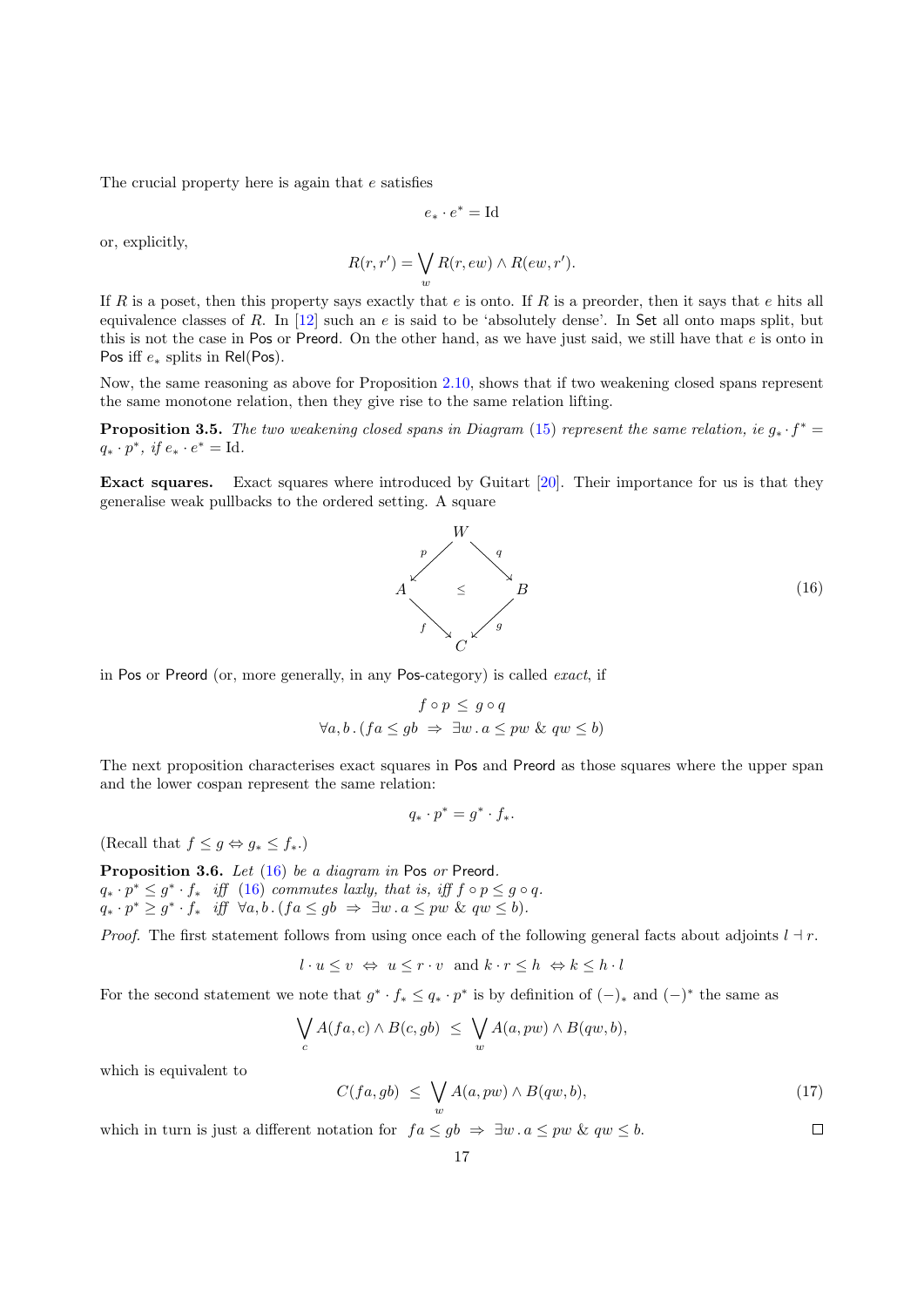The crucial property here is again that $e$ satisfies

$$e_* \cdot e^* = \mathrm{Id}$$

or, explicitly,

$$R(r, r') = \bigvee_w R(r, ew) \wedge R(ew, r').$$

If $R$ is a poset, then this property says exactly that $e$ is onto. If $R$ is a preorder, then it says that $e$ hits all equivalence classes of $R$. In [12] such an $e$ is said to be 'absolutely dense'. In $\mathsf{Set}$ all onto maps split, but this is not the case in $\mathsf{Pos}$ or $\mathsf{Preord}$. On the other hand, as we have just said, we still have that $e$ is onto in $\mathsf{Pos}$ iff $e_*$ splits in $\mathsf{Rel(Pos)}$.

Now, the same reasoning as above for Proposition 2.10, shows that if two weakening closed spans represent the same monotone relation, then they give rise to the same relation lifting.

**Proposition 3.5.** *The two weakening closed spans in Diagram (15) represent the same relation, ie $g_* \cdot f^* = q_* \cdot p^*$, if $e_* \cdot e^* = \mathrm{Id}$.*

**Exact squares.** Exact squares where introduced by Guitart [20]. Their importance for us is that they generalise weak pullbacks to the ordered setting. A square

$$\begin{array}{ccccc} & & W & & \\ & \overset{p}{\swarrow} & & \overset{q}{\searrow} & \\ A & & \leq & & B \\ & \underset{f}{\searrow} & & \underset{g}{\swarrow} & \\ & & C & & \end{array} \tag{16}$$

in $\mathsf{Pos}$ or $\mathsf{Preord}$ (or, more generally, in any $\mathsf{Pos}$-category) is called *exact*, if

$$f \circ p \ \leq \ g \circ q$$
$$\forall a, b\,.\,(fa \leq gb \ \Rightarrow\ \exists w\,.\, a \leq pw \ \&\ qw \leq b)$$

The next proposition characterises exact squares in $\mathsf{Pos}$ and $\mathsf{Preord}$ as those squares where the upper span and the lower cospan represent the same relation:

$$q_* \cdot p^* = g^* \cdot f_*.$$

(Recall that $f \leq g \Leftrightarrow g_* \leq f_*$.)

**Proposition 3.6.** *Let (16) be a diagram in $\mathsf{Pos}$ or $\mathsf{Preord}$.*
*$q_* \cdot p^* \leq g^* \cdot f_*$ iff (16) commutes laxly, that is, iff $f \circ p \leq g \circ q$.*
*$q_* \cdot p^* \geq g^* \cdot f_*$ iff $\forall a, b\,.\,(fa \leq gb \ \Rightarrow\ \exists w\,.\, a \leq pw \ \&\ qw \leq b)$.*

*Proof.* The first statement follows from using once each of the following general facts about adjoints $l \dashv r$.

$$l \cdot u \leq v \ \Leftrightarrow\ u \leq r \cdot v \ \text{ and } k \cdot r \leq h \ \Leftrightarrow k \leq h \cdot l$$

For the second statement we note that $g^* \cdot f_* \leq q_* \cdot p^*$ is by definition of $(-)_*$ and $(-)^*$ the same as

$$\bigvee_c A(fa, c) \wedge B(c, gb) \ \leq\ \bigvee_w A(a, pw) \wedge B(qw, b),$$

which is equivalent to

$$C(fa, gb) \ \leq\ \bigvee_w A(a, pw) \wedge B(qw, b), \tag{17}$$

which in turn is just a different notation for $fa \leq gb \ \Rightarrow\ \exists w\,.\, a \leq pw \ \&\ qw \leq b$. $\square$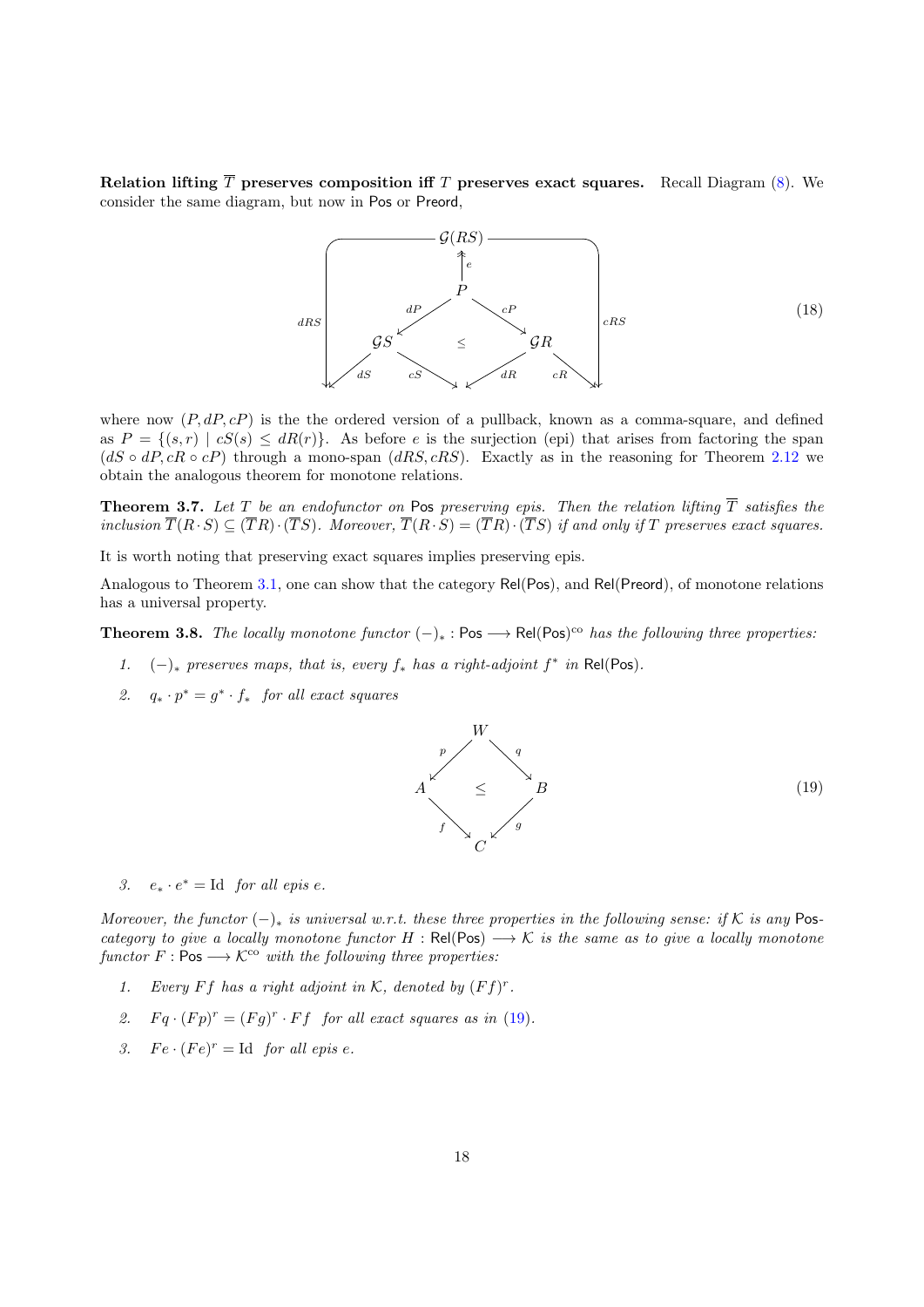**Relation lifting $\overline{T}$ preserves composition iff $T$ preserves exact squares.** Recall Diagram (8). We consider the same diagram, but now in Pos or Preord,

$$
\begin{array}{ccccc}
 & & \mathcal{G}(RS) & & \\
 & & \uparrow e & & \\
 & & P & & \\
 & \swarrow dP & & cP \searrow & \\
 \mathcal{G}S & & \leq & & \mathcal{G}R \\
 \swarrow dS \quad cS \searrow & & & & \swarrow dR \quad cR \searrow
\end{array}
\tag{18}
$$

(with outer arrows $dRS$ and $cRS$ from $\mathcal{G}(RS)$)

where now $(P, dP, cP)$ is the the ordered version of a pullback, known as a comma-square, and defined as $P = \{(s,r) \mid cS(s) \leq dR(r)\}$. As before $e$ is the surjection (epi) that arises from factoring the span $(dS \circ dP, cR \circ cP)$ through a mono-span $(dRS, cRS)$. Exactly as in the reasoning for Theorem 2.12 we obtain the analogous theorem for monotone relations.

**Theorem 3.7.** *Let $T$ be an endofunctor on* Pos *preserving epis. Then the relation lifting $\overline{T}$ satisfies the inclusion $\overline{T}(R \cdot S) \subseteq (\overline{T}R) \cdot (\overline{T}S)$. Moreover, $\overline{T}(R \cdot S) = (\overline{T}R) \cdot (\overline{T}S)$ if and only if $T$ preserves exact squares.*

It is worth noting that preserving exact squares implies preserving epis.

Analogous to Theorem 3.1, one can show that the category Rel(Pos), and Rel(Preord), of monotone relations has a universal property.

**Theorem 3.8.** *The locally monotone functor $(-)_* : \mathsf{Pos} \longrightarrow \mathsf{Rel}(\mathsf{Pos})^{\mathrm{co}}$ has the following three properties:*

1. *$(-)_*$ preserves maps, that is, every $f_*$ has a right-adjoint $f^*$ in* Rel(Pos).
2. *$q_* \cdot p^* = g^* \cdot f_*$ for all exact squares*

$$
\begin{array}{ccccc}
 & & W & & \\
 & \swarrow p & & q \searrow & \\
 A & & \leq & & B \\
 & f \searrow & & \swarrow g & \\
 & & C & &
\end{array}
\tag{19}
$$

3. *$e_* \cdot e^* = \mathrm{Id}$ for all epis $e$.*

*Moreover, the functor $(-)_*$ is universal w.r.t. these three properties in the following sense: if $\mathcal{K}$ is any* Pos*-category to give a locally monotone functor $H : \mathsf{Rel}(\mathsf{Pos}) \longrightarrow \mathcal{K}$ is the same as to give a locally monotone functor $F : \mathsf{Pos} \longrightarrow \mathcal{K}^{\mathrm{co}}$ with the following three properties:*

1. *Every $Ff$ has a right adjoint in $\mathcal{K}$, denoted by $(Ff)^r$.*
2. *$Fq \cdot (Fp)^r = (Fg)^r \cdot Ff$ for all exact squares as in (19).*
3. *$Fe \cdot (Fe)^r = \mathrm{Id}$ for all epis $e$.*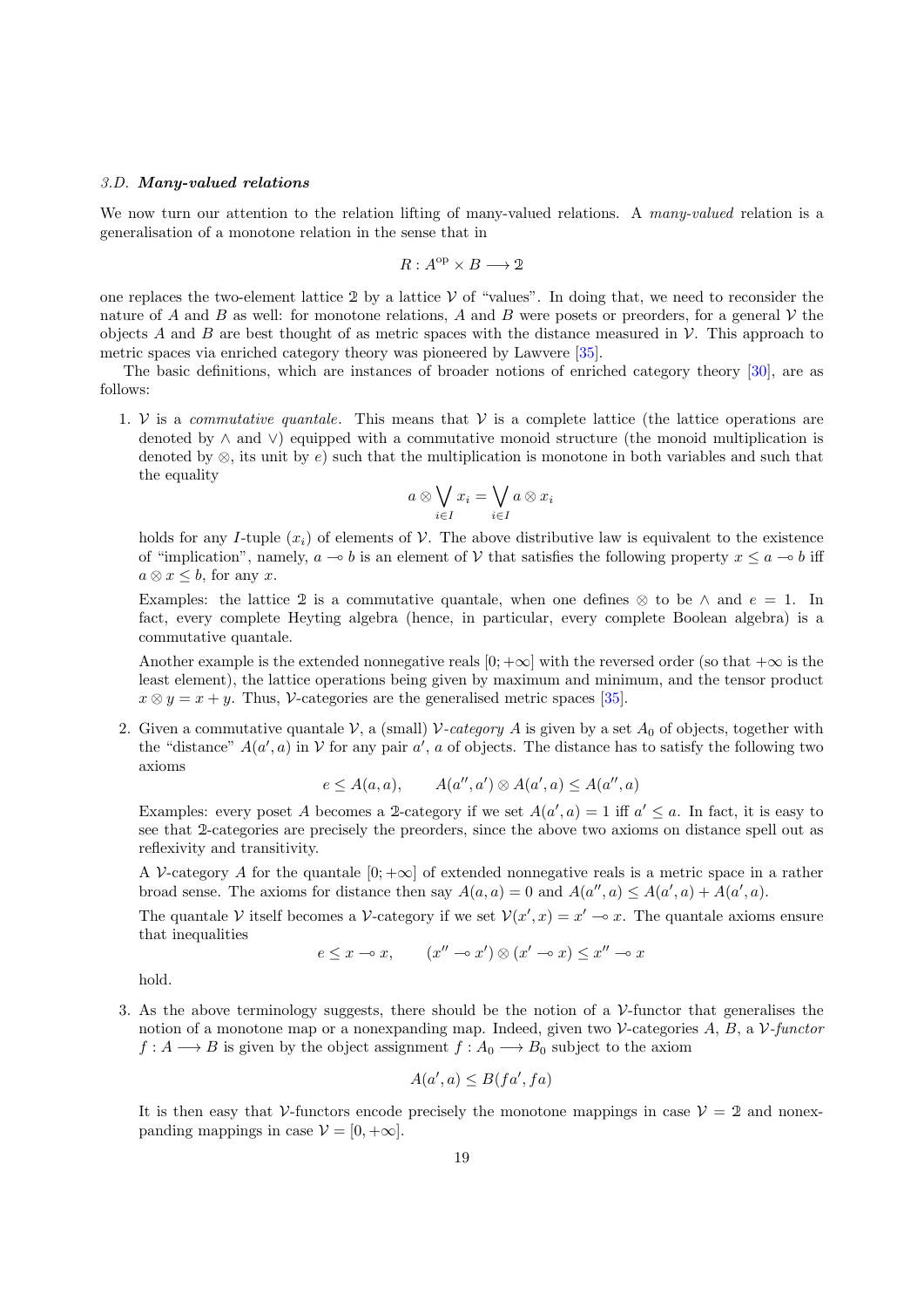### 3.D. ***Many-valued relations***

We now turn our attention to the relation lifting of many-valued relations. A *many-valued* relation is a generalisation of a monotone relation in the sense that in

$$R : A^{\mathrm{op}} \times B \longrightarrow \mathbb{2}$$

one replaces the two-element lattice $\mathbb{2}$ by a lattice $\mathcal{V}$ of "values". In doing that, we need to reconsider the nature of $A$ and $B$ as well: for monotone relations, $A$ and $B$ were posets or preorders, for a general $\mathcal{V}$ the objects $A$ and $B$ are best thought of as metric spaces with the distance measured in $\mathcal{V}$. This approach to metric spaces via enriched category theory was pioneered by Lawvere [35].

The basic definitions, which are instances of broader notions of enriched category theory [30], are as follows:

1. $\mathcal{V}$ is a *commutative quantale*. This means that $\mathcal{V}$ is a complete lattice (the lattice operations are denoted by $\wedge$ and $\vee$) equipped with a commutative monoid structure (the monoid multiplication is denoted by $\otimes$, its unit by $e$) such that the multiplication is monotone in both variables and such that the equality

   $$a \otimes \bigvee_{i \in I} x_i = \bigvee_{i \in I} a \otimes x_i$$

   holds for any $I$-tuple $(x_i)$ of elements of $\mathcal{V}$. The above distributive law is equivalent to the existence of "implication", namely, $a \multimap b$ is an element of $\mathcal{V}$ that satisfies the following property $x \leq a \multimap b$ iff $a \otimes x \leq b$, for any $x$.

   Examples: the lattice $\mathbb{2}$ is a commutative quantale, when one defines $\otimes$ to be $\wedge$ and $e = 1$. In fact, every complete Heyting algebra (hence, in particular, every complete Boolean algebra) is a commutative quantale.

   Another example is the extended nonnegative reals $[0; +\infty]$ with the reversed order (so that $+\infty$ is the least element), the lattice operations being given by maximum and minimum, and the tensor product $x \otimes y = x + y$. Thus, $\mathcal{V}$-categories are the generalised metric spaces [35].

2. Given a commutative quantale $\mathcal{V}$, a (small) $\mathcal{V}$*-category* $A$ is given by a set $A_0$ of objects, together with the "distance" $A(a', a)$ in $\mathcal{V}$ for any pair $a'$, $a$ of objects. The distance has to satisfy the following two axioms

   $$e \leq A(a, a), \qquad A(a'', a') \otimes A(a', a) \leq A(a'', a)$$

   Examples: every poset $A$ becomes a $\mathbb{2}$-category if we set $A(a', a) = 1$ iff $a' \leq a$. In fact, it is easy to see that $\mathbb{2}$-categories are precisely the preorders, since the above two axioms on distance spell out as reflexivity and transitivity.

   A $\mathcal{V}$-category $A$ for the quantale $[0; +\infty]$ of extended nonnegative reals is a metric space in a rather broad sense. The axioms for distance then say $A(a, a) = 0$ and $A(a'', a) \leq A(a', a) + A(a', a)$.

   The quantale $\mathcal{V}$ itself becomes a $\mathcal{V}$-category if we set $\mathcal{V}(x', x) = x' \multimap x$. The quantale axioms ensure that inequalities

   $$e \leq x \multimap x, \qquad (x'' \multimap x') \otimes (x' \multimap x) \leq x'' \multimap x$$

   hold.

3. As the above terminology suggests, there should be the notion of a $\mathcal{V}$-functor that generalises the notion of a monotone map or a nonexpanding map. Indeed, given two $\mathcal{V}$-categories $A$, $B$, a $\mathcal{V}$*-functor* $f : A \longrightarrow B$ is given by the object assignment $f : A_0 \longrightarrow B_0$ subject to the axiom

   $$A(a', a) \leq B(fa', fa)$$

   It is then easy that $\mathcal{V}$-functors encode precisely the monotone mappings in case $\mathcal{V} = \mathbb{2}$ and nonexpanding mappings in case $\mathcal{V} = [0, +\infty]$.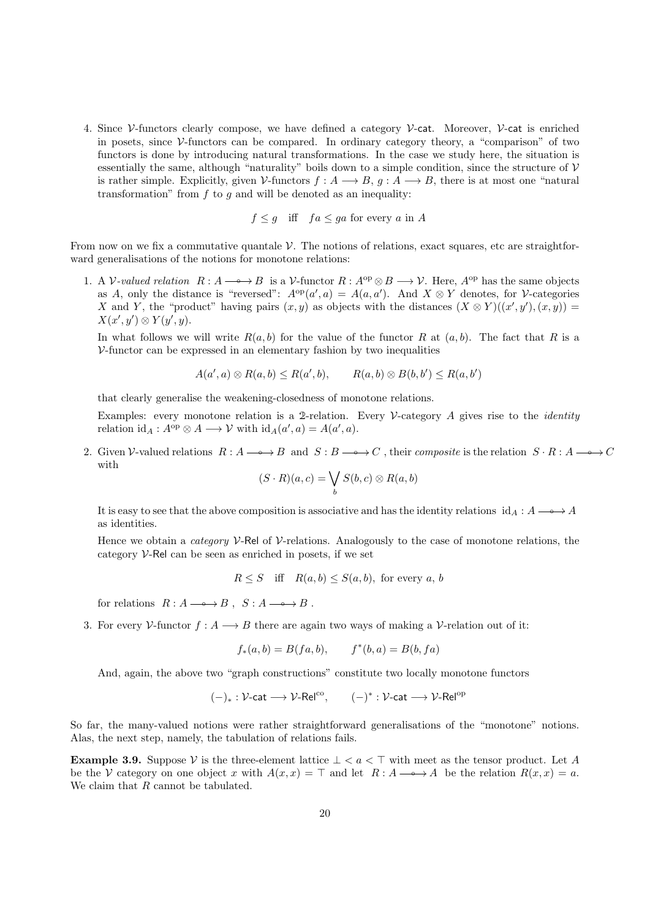4. Since $\mathcal{V}$-functors clearly compose, we have defined a category $\mathcal{V}\text{-}\mathsf{cat}$. Moreover, $\mathcal{V}\text{-}\mathsf{cat}$ is enriched in posets, since $\mathcal{V}$-functors can be compared. In ordinary category theory, a "comparison" of two functors is done by introducing natural transformations. In the case we study here, the situation is essentially the same, although "naturality" boils down to a simple condition, since the structure of $\mathcal{V}$ is rather simple. Explicitly, given $\mathcal{V}$-functors $f : A \longrightarrow B$, $g : A \longrightarrow B$, there is at most one "natural transformation" from $f$ to $g$ and will be denoted as an inequality:

$$f \leq g \quad \text{iff} \quad fa \leq ga \text{ for every } a \text{ in } A$$

From now on we fix a commutative quantale $\mathcal{V}$. The notions of relations, exact squares, etc are straightforward generalisations of the notions for monotone relations:

1. A *$\mathcal{V}$-valued relation* $R : A \longrightarrow\!\!\!\!\!\!\circ\;\; B$ is a $\mathcal{V}$-functor $R : A^{\mathrm{op}} \otimes B \longrightarrow \mathcal{V}$. Here, $A^{\mathrm{op}}$ has the same objects as $A$, only the distance is "reversed": $A^{\mathrm{op}}(a', a) = A(a, a')$. And $X \otimes Y$ denotes, for $\mathcal{V}$-categories $X$ and $Y$, the "product" having pairs $(x, y)$ as objects with the distances $(X \otimes Y)((x', y'), (x, y)) = X(x', y') \otimes Y(y', y)$.

   In what follows we will write $R(a, b)$ for the value of the functor $R$ at $(a, b)$. The fact that $R$ is a $\mathcal{V}$-functor can be expressed in an elementary fashion by two inequalities

   $$A(a', a) \otimes R(a, b) \leq R(a', b), \qquad R(a, b) \otimes B(b, b') \leq R(a, b')$$

   that clearly generalise the weakening-closedness of monotone relations.

   Examples: every monotone relation is a $\mathbb{2}$-relation. Every $\mathcal{V}$-category $A$ gives rise to the *identity* relation $\mathrm{id}_A : A^{\mathrm{op}} \otimes A \longrightarrow \mathcal{V}$ with $\mathrm{id}_A(a', a) = A(a', a)$.

2. Given $\mathcal{V}$-valued relations $R : A \longrightarrow\!\!\!\!\!\!\circ\;\; B$ and $S : B \longrightarrow\!\!\!\!\!\!\circ\;\; C$, their *composite* is the relation $S \cdot R : A \longrightarrow\!\!\!\!\!\!\circ\;\; C$ with

   $$(S \cdot R)(a, c) = \bigvee_b S(b, c) \otimes R(a, b)$$

   It is easy to see that the above composition is associative and has the identity relations $\mathrm{id}_A : A \longrightarrow\!\!\!\!\!\!\circ\;\; A$ as identities.

   Hence we obtain a *category* $\mathcal{V}\text{-}\mathsf{Rel}$ of $\mathcal{V}$-relations. Analogously to the case of monotone relations, the category $\mathcal{V}\text{-}\mathsf{Rel}$ can be seen as enriched in posets, if we set

   $$R \leq S \quad \text{iff} \quad R(a, b) \leq S(a, b), \text{ for every } a, b$$

   for relations $R : A \longrightarrow\!\!\!\!\!\!\circ\;\; B$, $S : A \longrightarrow\!\!\!\!\!\!\circ\;\; B$.

3. For every $\mathcal{V}$-functor $f : A \longrightarrow B$ there are again two ways of making a $\mathcal{V}$-relation out of it:

   $$f_*(a, b) = B(fa, b), \qquad f^*(b, a) = B(b, fa)$$

   And, again, the above two "graph constructions" constitute two locally monotone functors

   $$(-)_* : \mathcal{V}\text{-}\mathsf{cat} \longrightarrow \mathcal{V}\text{-}\mathsf{Rel}^{\mathrm{co}}, \qquad (-)^* : \mathcal{V}\text{-}\mathsf{cat} \longrightarrow \mathcal{V}\text{-}\mathsf{Rel}^{\mathrm{op}}$$

So far, the many-valued notions were rather straightforward generalisations of the "monotone" notions. Alas, the next step, namely, the tabulation of relations fails.

**Example 3.9.** Suppose $\mathcal{V}$ is the three-element lattice $\bot < a < \top$ with meet as the tensor product. Let $A$ be the $\mathcal{V}$ category on one object $x$ with $A(x, x) = \top$ and let $R : A \longrightarrow\!\!\!\!\!\!\circ\;\; A$ be the relation $R(x, x) = a$. We claim that $R$ cannot be tabulated.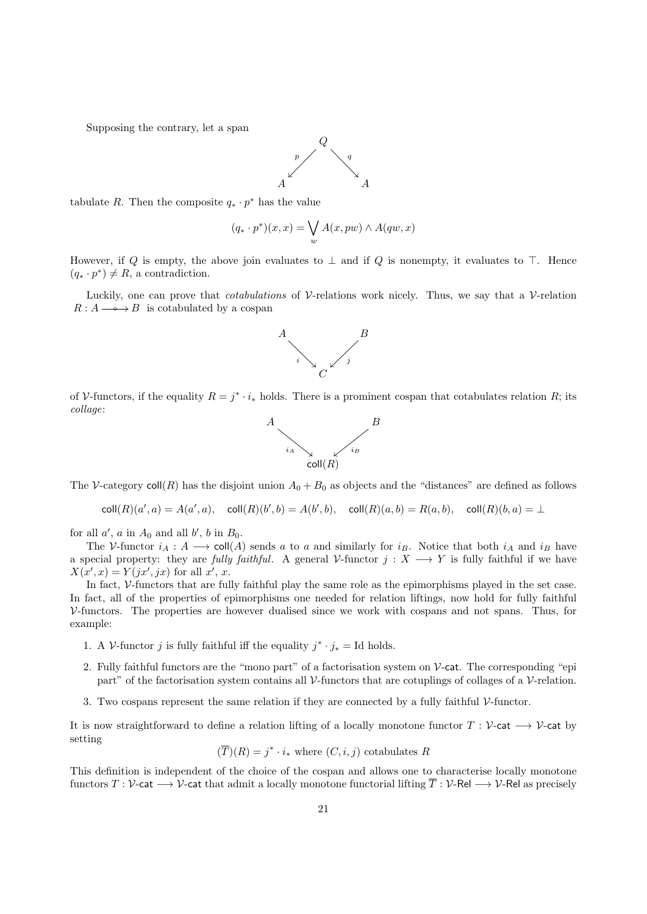Supposing the contrary, let a span

$$
\begin{array}{ccc}
 & Q & \\
{}^{p}\swarrow & & \searrow^{q} \\
A & & A
\end{array}
$$

tabulate $R$. Then the composite $q_* \cdot p^*$ has the value

$$(q_* \cdot p^*)(x, x) = \bigvee_w A(x, pw) \wedge A(qw, x)$$

However, if $Q$ is empty, the above join evaluates to $\bot$ and if $Q$ is nonempty, it evaluates to $\top$. Hence $(q_* \cdot p^*) \neq R$, a contradiction.

Luckily, one can prove that *cotabulations* of $\mathcal{V}$-relations work nicely. Thus, we say that a $\mathcal{V}$-relation $R : A \longrightarrow\!\!\!\!\!\!\circ\;\; B$ is cotabulated by a cospan

$$
\begin{array}{ccc}
A & & B \\
{}_{i}\searrow & & \swarrow_{j} \\
 & C &
\end{array}
$$

of $\mathcal{V}$-functors, if the equality $R = j^* \cdot i_*$ holds. There is a prominent cospan that cotabulates relation $R$; its *collage*:

$$
\begin{array}{ccc}
A & & B \\
{}_{i_A}\searrow & & \swarrow_{i_B} \\
 & \mathsf{coll}(R) &
\end{array}
$$

The $\mathcal{V}$-category $\mathsf{coll}(R)$ has the disjoint union $A_0 + B_0$ as objects and the "distances" are defined as follows

$$\mathsf{coll}(R)(a', a) = A(a', a), \quad \mathsf{coll}(R)(b', b) = A(b', b), \quad \mathsf{coll}(R)(a, b) = R(a, b), \quad \mathsf{coll}(R)(b, a) = \bot$$

for all $a'$, $a$ in $A_0$ and all $b'$, $b$ in $B_0$.

The $\mathcal{V}$-functor $i_A : A \longrightarrow \mathsf{coll}(A)$ sends $a$ to $a$ and similarly for $i_B$. Notice that both $i_A$ and $i_B$ have a special property: they are *fully faithful*. A general $\mathcal{V}$-functor $j : X \longrightarrow Y$ is fully faithful if we have $X(x', x) = Y(jx', jx)$ for all $x'$, $x$.

In fact, $\mathcal{V}$-functors that are fully faithful play the same role as the epimorphisms played in the set case. In fact, all of the properties of epimorphisms one needed for relation liftings, now hold for fully faithful $\mathcal{V}$-functors. The properties are however dualised since we work with cospans and not spans. Thus, for example:

1. A $\mathcal{V}$-functor $j$ is fully faithful iff the equality $j^* \cdot j_* = \mathrm{Id}$ holds.
2. Fully faithful functors are the "mono part" of a factorisation system on $\mathcal{V}$-$\mathsf{cat}$. The corresponding "epi part" of the factorisation system contains all $\mathcal{V}$-functors that are cotuplings of collages of a $\mathcal{V}$-relation.
3. Two cospans represent the same relation if they are connected by a fully faithful $\mathcal{V}$-functor.

It is now straightforward to define a relation lifting of a locally monotone functor $T : \mathcal{V}\text{-}\mathsf{cat} \longrightarrow \mathcal{V}\text{-}\mathsf{cat}$ by setting

$$(\overline{T})(R) = j^* \cdot i_* \text{ where } (C, i, j) \text{ cotabulates } R$$

This definition is independent of the choice of the cospan and allows one to characterise locally monotone functors $T : \mathcal{V}\text{-}\mathsf{cat} \longrightarrow \mathcal{V}\text{-}\mathsf{cat}$ that admit a locally monotone functorial lifting $\overline{T} : \mathcal{V}\text{-}\mathsf{Rel} \longrightarrow \mathcal{V}\text{-}\mathsf{Rel}$ as precisely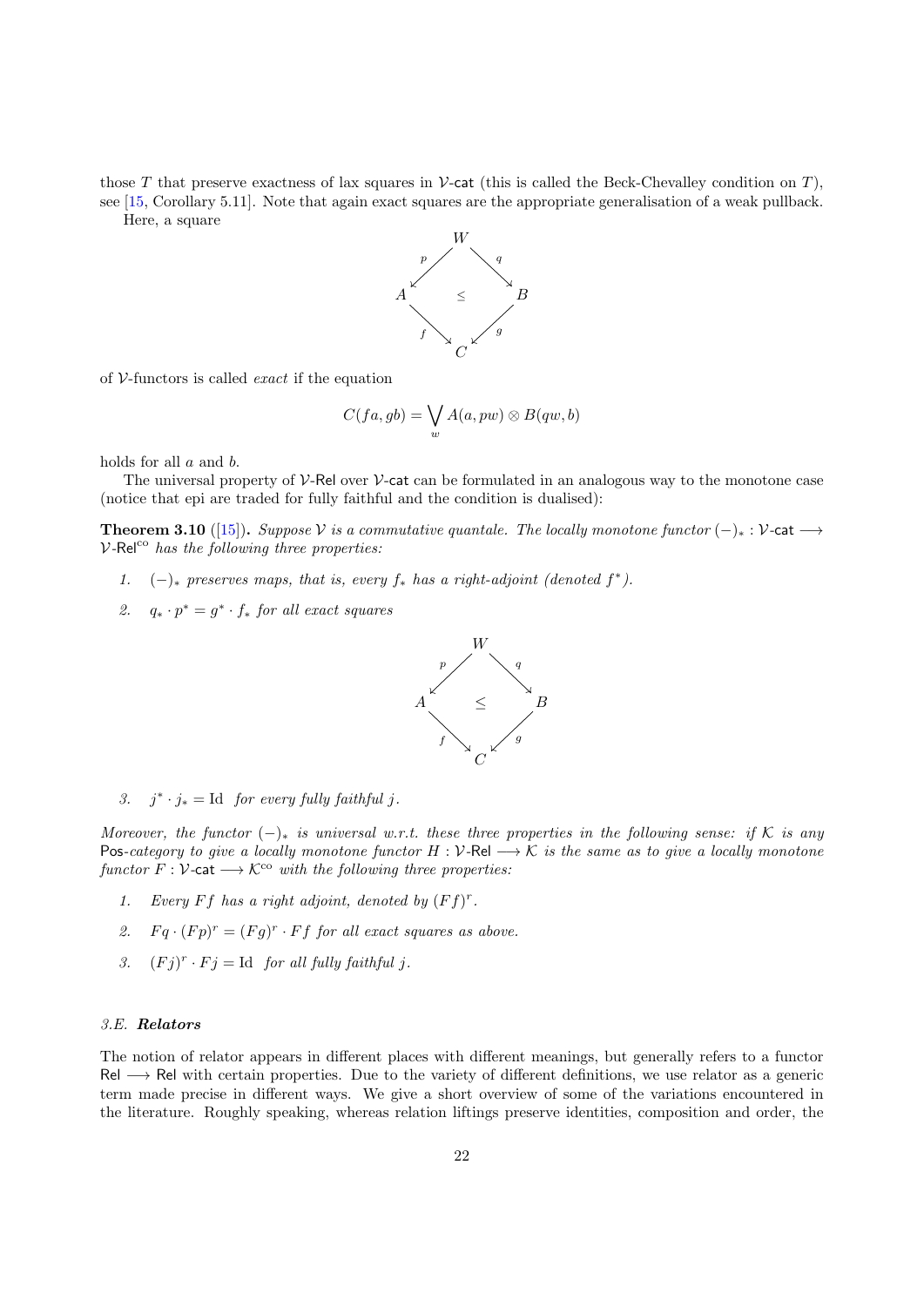those $T$ that preserve exactness of lax squares in $\mathcal{V}$-cat (this is called the Beck-Chevalley condition on $T$), see [15, Corollary 5.11]. Note that again exact squares are the appropriate generalisation of a weak pullback.

Here, a square

$$\begin{array}{ccccc} & & W & & \\ & {}^{p}\swarrow & & \searrow^{q} & \\ A & & \leq & & B \\ & {}_{f}\searrow & & \swarrow_{g} & \\ & & C & & \end{array}$$

of $\mathcal{V}$-functors is called *exact* if the equation

$$C(fa, gb) = \bigvee_{w} A(a, pw) \otimes B(qw, b)$$

holds for all $a$ and $b$.

The universal property of $\mathcal{V}$-Rel over $\mathcal{V}$-cat can be formulated in an analogous way to the monotone case (notice that epi are traded for fully faithful and the condition is dualised):

**Theorem 3.10** ([15]). *Suppose $\mathcal{V}$ is a commutative quantale. The locally monotone functor $(-)_* : \mathcal{V}\text{-cat} \longrightarrow \mathcal{V}\text{-Rel}^{\mathrm{co}}$ has the following three properties:*

1. *$(-)_*$ preserves maps, that is, every $f_*$ has a right-adjoint (denoted $f^*$).*
2. *$q_* \cdot p^* = g^* \cdot f_*$ for all exact squares*

$$\begin{array}{ccccc} & & W & & \\ & {}^{p}\swarrow & & \searrow^{q} & \\ A & & \leq & & B \\ & {}_{f}\searrow & & \swarrow_{g} & \\ & & C & & \end{array}$$

3. *$j^* \cdot j_* = \mathrm{Id}$ for every fully faithful $j$.*

*Moreover, the functor $(-)_*$ is universal w.r.t. these three properties in the following sense: if $\mathcal{K}$ is any Pos-category to give a locally monotone functor $H : \mathcal{V}\text{-Rel} \longrightarrow \mathcal{K}$ is the same as to give a locally monotone functor $F : \mathcal{V}\text{-cat} \longrightarrow \mathcal{K}^{\mathrm{co}}$ with the following three properties:*

1. *Every $Ff$ has a right adjoint, denoted by $(Ff)^r$.*
2. *$Fq \cdot (Fp)^r = (Fg)^r \cdot Ff$ for all exact squares as above.*
3. *$(Fj)^r \cdot Fj = \mathrm{Id}$ for all fully faithful $j$.*

### 3.E. Relators

The notion of relator appears in different places with different meanings, but generally refers to a functor Rel $\longrightarrow$ Rel with certain properties. Due to the variety of different definitions, we use relator as a generic term made precise in different ways. We give a short overview of some of the variations encountered in the literature. Roughly speaking, whereas relation liftings preserve identities, composition and order, the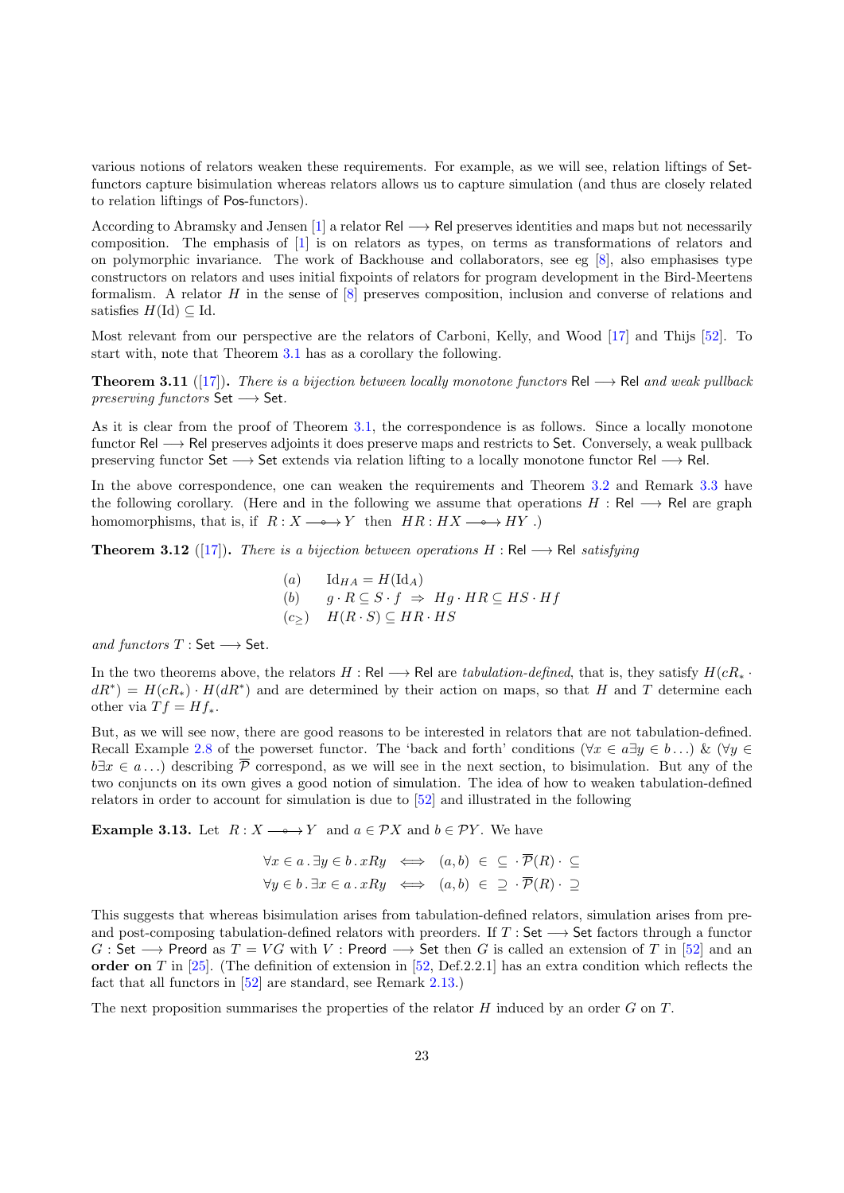various notions of relators weaken these requirements. For example, as we will see, relation liftings of Set-functors capture bisimulation whereas relators allows us to capture simulation (and thus are closely related to relation liftings of Pos-functors).

According to Abramsky and Jensen [1] a relator $\mathsf{Rel} \longrightarrow \mathsf{Rel}$ preserves identities and maps but not necessarily composition. The emphasis of [1] is on relators as types, on terms as transformations of relators and on polymorphic invariance. The work of Backhouse and collaborators, see eg [8], also emphasises type constructors on relators and uses initial fixpoints of relators for program development in the Bird-Meertens formalism. A relator $H$ in the sense of [8] preserves composition, inclusion and converse of relations and satisfies $H(\mathrm{Id}) \subseteq \mathrm{Id}$.

Most relevant from our perspective are the relators of Carboni, Kelly, and Wood [17] and Thijs [52]. To start with, note that Theorem 3.1 has as a corollary the following.

**Theorem 3.11** ([17])**.** *There is a bijection between locally monotone functors* $\mathsf{Rel} \longrightarrow \mathsf{Rel}$ *and weak pullback preserving functors* $\mathsf{Set} \longrightarrow \mathsf{Set}$*.*

As it is clear from the proof of Theorem 3.1, the correspondence is as follows. Since a locally monotone functor $\mathsf{Rel} \longrightarrow \mathsf{Rel}$ preserves adjoints it does preserve maps and restricts to $\mathsf{Set}$. Conversely, a weak pullback preserving functor $\mathsf{Set} \longrightarrow \mathsf{Set}$ extends via relation lifting to a locally monotone functor $\mathsf{Rel} \longrightarrow \mathsf{Rel}$.

In the above correspondence, one can weaken the requirements and Theorem 3.2 and Remark 3.3 have the following corollary. (Here and in the following we assume that operations $H : \mathsf{Rel} \longrightarrow \mathsf{Rel}$ are graph homomorphisms, that is, if $R : X \longrightarrow\!\!\!\!\!\!\circ\;\; Y$ then $HR : HX \longrightarrow\!\!\!\!\!\!\circ\;\; HY$ .)

**Theorem 3.12** ([17])**.** *There is a bijection between operations* $H : \mathsf{Rel} \longrightarrow \mathsf{Rel}$ *satisfying*

$$
\begin{array}{ll}
(a) & \mathrm{Id}_{HA} = H(\mathrm{Id}_A)\\
(b) & g \cdot R \subseteq S \cdot f \;\Rightarrow\; Hg \cdot HR \subseteq HS \cdot Hf\\
(c_{\geq}) & H(R \cdot S) \subseteq HR \cdot HS
\end{array}
$$

*and functors* $T : \mathsf{Set} \longrightarrow \mathsf{Set}$*.*

In the two theorems above, the relators $H : \mathsf{Rel} \longrightarrow \mathsf{Rel}$ are *tabulation-defined*, that is, they satisfy $H(cR_* \cdot dR^*) = H(cR_*) \cdot H(dR^*)$ and are determined by their action on maps, so that $H$ and $T$ determine each other via $Tf = Hf_*$.

But, as we will see now, there are good reasons to be interested in relators that are not tabulation-defined. Recall Example 2.8 of the powerset functor. The 'back and forth' conditions ($\forall x \in a \exists y \in b \ldots$) & ($\forall y \in b \exists x \in a \ldots$) describing $\overline{\mathcal{P}}$ correspond, as we will see in the next section, to bisimulation. But any of the two conjuncts on its own gives a good notion of simulation. The idea of how to weaken tabulation-defined relators in order to account for simulation is due to [52] and illustrated in the following

**Example 3.13.** Let $R : X \longrightarrow\!\!\!\!\!\!\circ\;\; Y$ and $a \in \mathcal{P}X$ and $b \in \mathcal{P}Y$. We have

$$
\begin{array}{lcl}
\forall x \in a \,.\, \exists y \in b \,.\, xRy & \Longleftrightarrow & (a, b) \;\in\; \subseteq \cdot \overline{\mathcal{P}}(R) \cdot \subseteq\\
\forall y \in b \,.\, \exists x \in a \,.\, xRy & \Longleftrightarrow & (a, b) \;\in\; \supseteq \cdot \overline{\mathcal{P}}(R) \cdot \supseteq
\end{array}
$$

This suggests that whereas bisimulation arises from tabulation-defined relators, simulation arises from pre- and post-composing tabulation-defined relators with preorders. If $T : \mathsf{Set} \longrightarrow \mathsf{Set}$ factors through a functor $G : \mathsf{Set} \longrightarrow \mathsf{Preord}$ as $T = VG$ with $V : \mathsf{Preord} \longrightarrow \mathsf{Set}$ then $G$ is called an extension of $T$ in [52] and an **order on** $T$ in [25]. (The definition of extension in [52, Def.2.2.1] has an extra condition which reflects the fact that all functors in [52] are standard, see Remark 2.13.)

The next proposition summarises the properties of the relator $H$ induced by an order $G$ on $T$.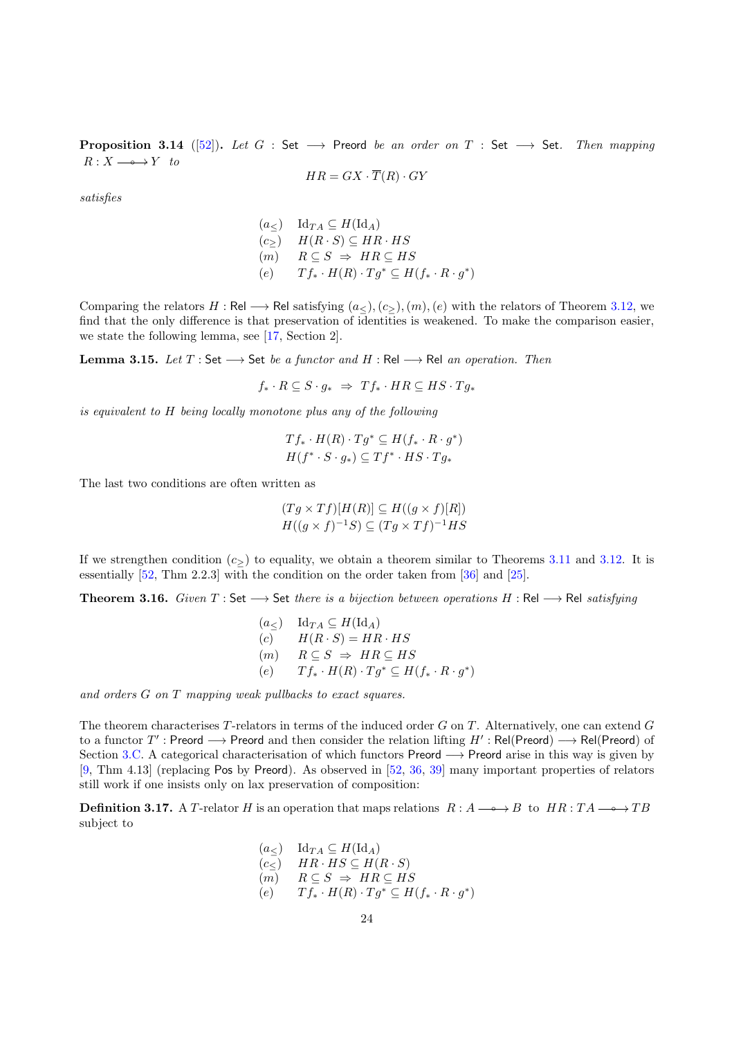**Proposition 3.14** ([52]). *Let $G : \mathsf{Set} \longrightarrow \mathsf{Preord}$ be an order on $T : \mathsf{Set} \longrightarrow \mathsf{Set}$. Then mapping $R : X \longrightarrow\!\!\!\!\!\!\circ\;\; Y$ to*

$$HR = GX \cdot \overline{T}(R) \cdot GY$$

*satisfies*

$$
\begin{array}{ll}
(a_{\leq}) & \mathrm{Id}_{TA} \subseteq H(\mathrm{Id}_A) \\
(c_{\geq}) & H(R \cdot S) \subseteq HR \cdot HS \\
(m) & R \subseteq S \;\Rightarrow\; HR \subseteq HS \\
(e) & Tf_* \cdot H(R) \cdot Tg^* \subseteq H(f_* \cdot R \cdot g^*)
\end{array}
$$

Comparing the relators $H : \mathsf{Rel} \longrightarrow \mathsf{Rel}$ satisfying $(a_{\leq}), (c_{\geq}), (m), (e)$ with the relators of Theorem 3.12, we find that the only difference is that preservation of identities is weakened. To make the comparison easier, we state the following lemma, see [17, Section 2].

**Lemma 3.15.** *Let $T : \mathsf{Set} \longrightarrow \mathsf{Set}$ be a functor and $H : \mathsf{Rel} \longrightarrow \mathsf{Rel}$ an operation. Then*

$$f_* \cdot R \subseteq S \cdot g_* \;\Rightarrow\; Tf_* \cdot HR \subseteq HS \cdot Tg_*$$

*is equivalent to $H$ being locally monotone plus any of the following*

$$
\begin{array}{l}
Tf_* \cdot H(R) \cdot Tg^* \subseteq H(f_* \cdot R \cdot g^*) \\
H(f^* \cdot S \cdot g_*) \subseteq Tf^* \cdot HS \cdot Tg_*
\end{array}
$$

The last two conditions are often written as

$$
\begin{array}{l}
(Tg \times Tf)[H(R)] \subseteq H((g \times f)[R]) \\
H((g \times f)^{-1}S) \subseteq (Tg \times Tf)^{-1}HS
\end{array}
$$

If we strengthen condition $(c_{\geq})$ to equality, we obtain a theorem similar to Theorems 3.11 and 3.12. It is essentially [52, Thm 2.2.3] with the condition on the order taken from [36] and [25].

**Theorem 3.16.** *Given $T : \mathsf{Set} \longrightarrow \mathsf{Set}$ there is a bijection between operations $H : \mathsf{Rel} \longrightarrow \mathsf{Rel}$ satisfying*

$$
\begin{array}{ll}
(a_{\leq}) & \mathrm{Id}_{TA} \subseteq H(\mathrm{Id}_A) \\
(c) & H(R \cdot S) = HR \cdot HS \\
(m) & R \subseteq S \;\Rightarrow\; HR \subseteq HS \\
(e) & Tf_* \cdot H(R) \cdot Tg^* \subseteq H(f_* \cdot R \cdot g^*)
\end{array}
$$

*and orders $G$ on $T$ mapping weak pullbacks to exact squares.*

The theorem characterises $T$-relators in terms of the induced order $G$ on $T$. Alternatively, one can extend $G$ to a functor $T' : \mathsf{Preord} \longrightarrow \mathsf{Preord}$ and then consider the relation lifting $H' : \mathsf{Rel}(\mathsf{Preord}) \longrightarrow \mathsf{Rel}(\mathsf{Preord})$ of Section 3.C. A categorical characterisation of which functors $\mathsf{Preord} \longrightarrow \mathsf{Preord}$ arise in this way is given by [9, Thm 4.13] (replacing $\mathsf{Pos}$ by $\mathsf{Preord}$). As observed in [52, 36, 39] many important properties of relators still work if one insists only on lax preservation of composition:

**Definition 3.17.** A $T$-relator $H$ is an operation that maps relations $R : A \longrightarrow\!\!\!\!\!\!\circ\;\; B$ to $HR : TA \longrightarrow\!\!\!\!\!\!\circ\;\; TB$ subject to

$$
\begin{array}{ll}
(a_{\leq}) & \mathrm{Id}_{TA} \subseteq H(\mathrm{Id}_A) \\
(c_{\leq}) & HR \cdot HS \subseteq H(R \cdot S) \\
(m) & R \subseteq S \;\Rightarrow\; HR \subseteq HS \\
(e) & Tf_* \cdot H(R) \cdot Tg^* \subseteq H(f_* \cdot R \cdot g^*)
\end{array}
$$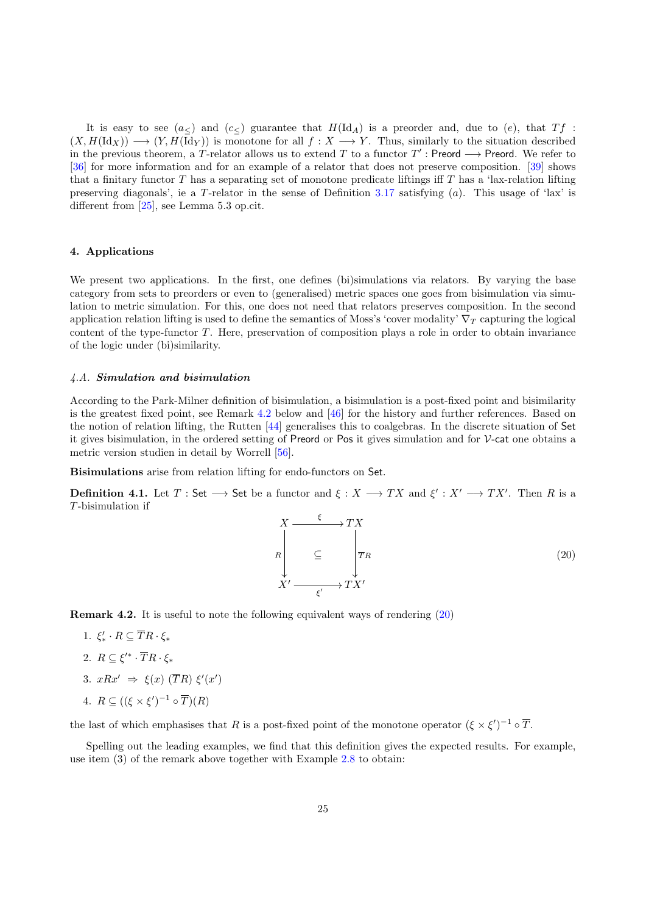It is easy to see ($a_\leq$) and ($c_\leq$) guarantee that $H(\mathrm{Id}_A)$ is a preorder and, due to ($e$), that $Tf : (X, H(\mathrm{Id}_X)) \longrightarrow (Y, H(\mathrm{Id}_Y))$ is monotone for all $f : X \longrightarrow Y$. Thus, similarly to the situation described in the previous theorem, a $T$-relator allows us to extend $T$ to a functor $T' : \mathsf{Preord} \longrightarrow \mathsf{Preord}$. We refer to [36] for more information and for an example of a relator that does not preserve composition. [39] shows that a finitary functor $T$ has a separating set of monotone predicate liftings iff $T$ has a 'lax-relation lifting preserving diagonals', ie a $T$-relator in the sense of Definition 3.17 satisfying ($a$). This usage of 'lax' is different from [25], see Lemma 5.3 op.cit.

## 4. Applications

We present two applications. In the first, one defines (bi)simulations via relators. By varying the base category from sets to preorders or even to (generalised) metric spaces one goes from bisimulation via simulation to metric simulation. For this, one does not need that relators preserves composition. In the second application relation lifting is used to define the semantics of Moss's 'cover modality' $\nabla_T$ capturing the logical content of the type-functor $T$. Here, preservation of composition plays a role in order to obtain invariance of the logic under (bi)similarity.

### *4.A. Simulation and bisimulation*

According to the Park-Milner definition of bisimulation, a bisimulation is a post-fixed point and bisimilarity is the greatest fixed point, see Remark 4.2 below and [46] for the history and further references. Based on the notion of relation lifting, the Rutten [44] generalises this to coalgebras. In the discrete situation of $\mathsf{Set}$ it gives bisimulation, in the ordered setting of $\mathsf{Preord}$ or $\mathsf{Pos}$ it gives simulation and for $\mathcal{V}$-$\mathsf{cat}$ one obtains a metric version studien in detail by Worrell [56].

**Bisimulations** arise from relation lifting for endo-functors on $\mathsf{Set}$.

**Definition 4.1.** Let $T : \mathsf{Set} \longrightarrow \mathsf{Set}$ be a functor and $\xi : X \longrightarrow TX$ and $\xi' : X' \longrightarrow TX'$. Then $R$ is a $T$-bisimulation if

$$\begin{array}{ccc} X & \xrightarrow{\ \xi\ } & TX \\ {\scriptstyle R}\big\downarrow & \subseteq & \big\downarrow{\scriptstyle \overline{T}R} \\ X' & \xrightarrow[\ \xi'\ ]{} & TX' \end{array} \tag{20}$$

**Remark 4.2.** It is useful to note the following equivalent ways of rendering (20)

1. $\xi'_* \cdot R \subseteq \overline{T}R \cdot \xi_*$
2. $R \subseteq \xi'^* \cdot \overline{T}R \cdot \xi_*$
3. $xRx' \;\Rightarrow\; \xi(x)\ (\overline{T}R)\ \xi'(x')$
4. $R \subseteq ((\xi \times \xi')^{-1} \circ \overline{T})(R)$

the last of which emphasises that $R$ is a post-fixed point of the monotone operator $(\xi \times \xi')^{-1} \circ \overline{T}$.

Spelling out the leading examples, we find that this definition gives the expected results. For example, use item (3) of the remark above together with Example 2.8 to obtain: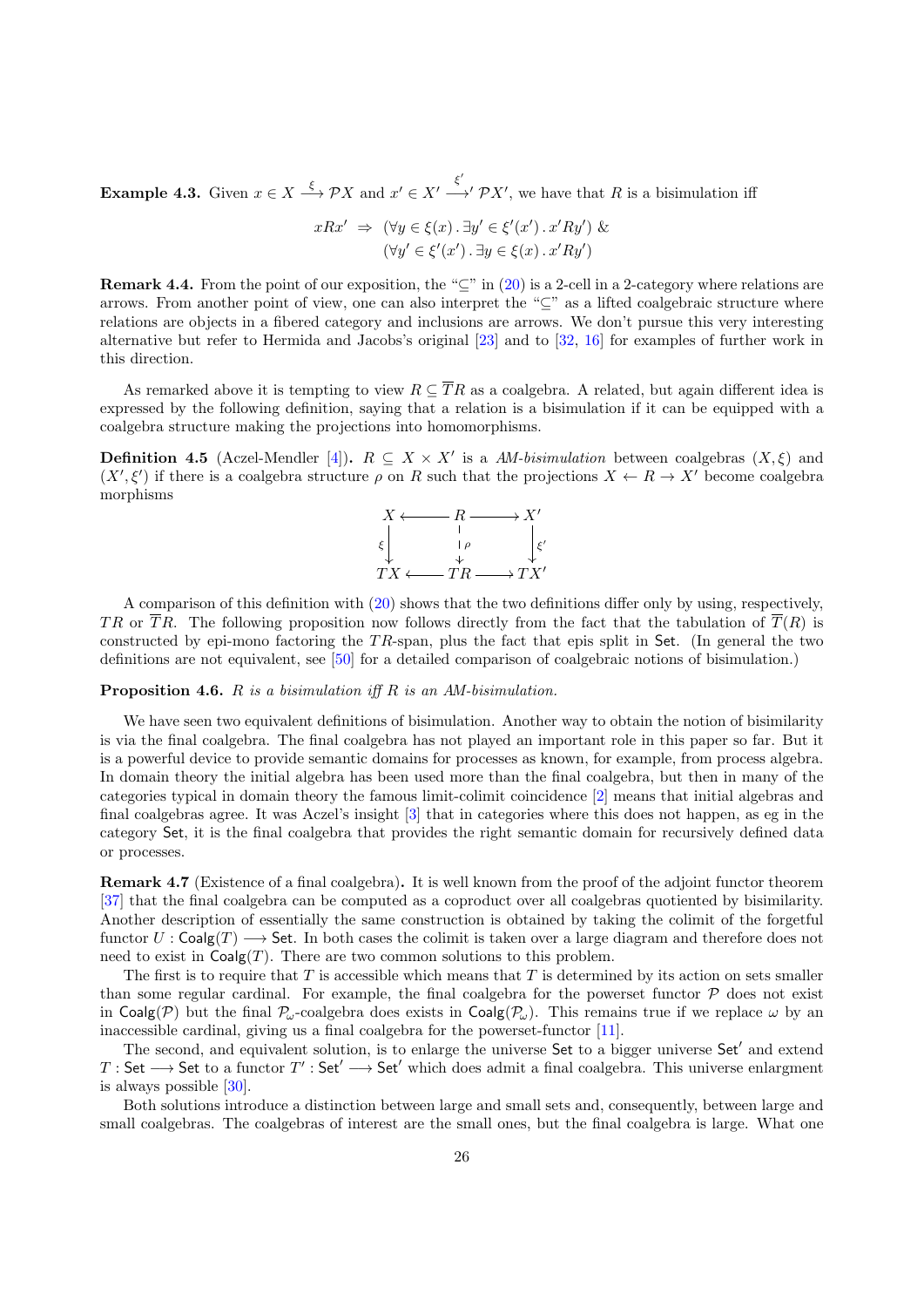**Example 4.3.** Given $x \in X \xrightarrow{\xi} \mathcal{P}X$ and $x' \in X' \xrightarrow{\xi'} \mathcal{P}X'$, we have that $R$ is a bisimulation iff

$$xRx' \;\Rightarrow\; (\forall y \in \xi(x)\,.\,\exists y' \in \xi'(x')\,.\,x'Ry')\ \&$$
$$(\forall y' \in \xi'(x')\,.\,\exists y \in \xi(x)\,.\,x'Ry')$$

**Remark 4.4.** From the point of our exposition, the "$\subseteq$" in (20) is a 2-cell in a 2-category where relations are arrows. From another point of view, one can also interpret the "$\subseteq$" as a lifted coalgebraic structure where relations are objects in a fibered category and inclusions are arrows. We don't pursue this very interesting alternative but refer to Hermida and Jacobs's original [23] and to [32, 16] for examples of further work in this direction.

As remarked above it is tempting to view $R \subseteq \overline{T}R$ as a coalgebra. A related, but again different idea is expressed by the following definition, saying that a relation is a bisimulation if it can be equipped with a coalgebra structure making the projections into homomorphisms.

**Definition 4.5** (Aczel-Mendler [4])**.** $R \subseteq X \times X'$ is a *AM-bisimulation* between coalgebras $(X, \xi)$ and $(X', \xi')$ if there is a coalgebra structure $\rho$ on $R$ such that the projections $X \leftarrow R \rightarrow X'$ become coalgebra morphisms

$$\begin{array}{ccccc}
X & \longleftarrow & R & \longrightarrow & X' \\
{\scriptstyle\xi}\downarrow & & \downarrow{\scriptstyle\rho} & & \downarrow{\scriptstyle\xi'} \\
TX & \longleftarrow & TR & \longrightarrow & TX'
\end{array}$$

A comparison of this definition with (20) shows that the two definitions differ only by using, respectively, $TR$ or $\overline{T}R$. The following proposition now follows directly from the fact that the tabulation of $\overline{T}(R)$ is constructed by epi-mono factoring the $TR$-span, plus the fact that epis split in $\mathsf{Set}$. (In general the two definitions are not equivalent, see [50] for a detailed comparison of coalgebraic notions of bisimulation.)

**Proposition 4.6.** *$R$ is a bisimulation iff $R$ is an AM-bisimulation.*

We have seen two equivalent definitions of bisimulation. Another way to obtain the notion of bisimilarity is via the final coalgebra. The final coalgebra has not played an important role in this paper so far. But it is a powerful device to provide semantic domains for processes as known, for example, from process algebra. In domain theory the initial algebra has been used more than the final coalgebra, but then in many of the categories typical in domain theory the famous limit-colimit coincidence [2] means that initial algebras and final coalgebras agree. It was Aczel's insight [3] that in categories where this does not happen, as eg in the category $\mathsf{Set}$, it is the final coalgebra that provides the right semantic domain for recursively defined data or processes.

**Remark 4.7** (Existence of a final coalgebra)**.** It is well known from the proof of the adjoint functor theorem [37] that the final coalgebra can be computed as a coproduct over all coalgebras quotiented by bisimilarity. Another description of essentially the same construction is obtained by taking the colimit of the forgetful functor $U : \mathsf{Coalg}(T) \longrightarrow \mathsf{Set}$. In both cases the colimit is taken over a large diagram and therefore does not need to exist in $\mathsf{Coalg}(T)$. There are two common solutions to this problem.

The first is to require that $T$ is accessible which means that $T$ is determined by its action on sets smaller than some regular cardinal. For example, the final coalgebra for the powerset functor $\mathcal{P}$ does not exist in $\mathsf{Coalg}(\mathcal{P})$ but the final $\mathcal{P}_\omega$-coalgebra does exists in $\mathsf{Coalg}(\mathcal{P}_\omega)$. This remains true if we replace $\omega$ by an inaccessible cardinal, giving us a final coalgebra for the powerset-functor [11].

The second, and equivalent solution, is to enlarge the universe $\mathsf{Set}$ to a bigger universe $\mathsf{Set}'$ and extend $T : \mathsf{Set} \longrightarrow \mathsf{Set}$ to a functor $T' : \mathsf{Set}' \longrightarrow \mathsf{Set}'$ which does admit a final coalgebra. This universe enlargment is always possible [30].

Both solutions introduce a distinction between large and small sets and, consequently, between large and small coalgebras. The coalgebras of interest are the small ones, but the final coalgebra is large. What one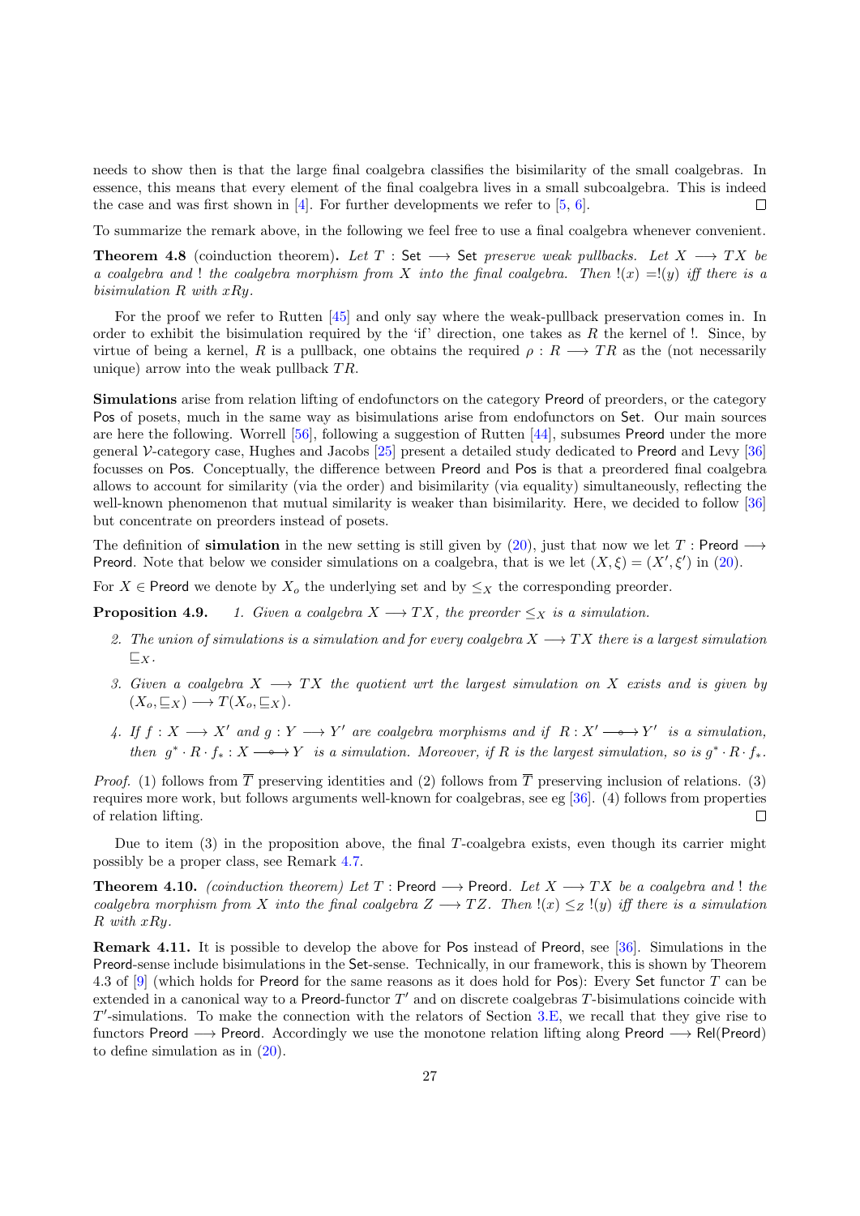needs to show then is that the large final coalgebra classifies the bisimilarity of the small coalgebras. In essence, this means that every element of the final coalgebra lives in a small subcoalgebra. This is indeed the case and was first shown in [4]. For further developments we refer to [5, 6]. ☐

To summarize the remark above, in the following we feel free to use a final coalgebra whenever convenient.

**Theorem 4.8** (coinduction theorem)**.** *Let $T : \mathsf{Set} \longrightarrow \mathsf{Set}$ preserve weak pullbacks. Let $X \longrightarrow TX$ be a coalgebra and $!$ the coalgebra morphism from $X$ into the final coalgebra. Then $!(x) = !(y)$ iff there is a bisimulation $R$ with $xRy$.*

For the proof we refer to Rutten [45] and only say where the weak-pullback preservation comes in. In order to exhibit the bisimulation required by the 'if' direction, one takes as $R$ the kernel of $!$. Since, by virtue of being a kernel, $R$ is a pullback, one obtains the required $\rho : R \longrightarrow TR$ as the (not necessarily unique) arrow into the weak pullback $TR$.

**Simulations** arise from relation lifting of endofunctors on the category $\mathsf{Preord}$ of preorders, or the category $\mathsf{Pos}$ of posets, much in the same way as bisimulations arise from endofunctors on $\mathsf{Set}$. Our main sources are here the following. Worrell [56], following a suggestion of Rutten [44], subsumes $\mathsf{Preord}$ under the more general $\mathcal{V}$-category case, Hughes and Jacobs [25] present a detailed study dedicated to $\mathsf{Preord}$ and Levy [36] focusses on $\mathsf{Pos}$. Conceptually, the difference between $\mathsf{Preord}$ and $\mathsf{Pos}$ is that a preordered final coalgebra allows to account for similarity (via the order) and bisimilarity (via equality) simultaneously, reflecting the well-known phenomenon that mutual similarity is weaker than bisimilarity. Here, we decided to follow [36] but concentrate on preorders instead of posets.

The definition of **simulation** in the new setting is still given by (20), just that now we let $T : \mathsf{Preord} \longrightarrow \mathsf{Preord}$. Note that below we consider simulations on a coalgebra, that is we let $(X, \xi) = (X', \xi')$ in (20).

For $X \in \mathsf{Preord}$ we denote by $X_o$ the underlying set and by $\leq_X$ the corresponding preorder.

**Proposition 4.9.**

1. *Given a coalgebra $X \longrightarrow TX$, the preorder $\leq_X$ is a simulation.*
2. *The union of simulations is a simulation and for every coalgebra $X \longrightarrow TX$ there is a largest simulation $\sqsubseteq_X$.*
3. *Given a coalgebra $X \longrightarrow TX$ the quotient wrt the largest simulation on $X$ exists and is given by $(X_o, \sqsubseteq_X) \longrightarrow T(X_o, \sqsubseteq_X)$.*
4. *If $f : X \longrightarrow X'$ and $g : Y \longrightarrow Y'$ are coalgebra morphisms and if $R : X' \longrightarrow\!\!\!\!\circ\;\, Y'$ is a simulation, then $g^* \cdot R \cdot f_* : X \longrightarrow\!\!\!\!\circ\;\, Y$ is a simulation. Moreover, if $R$ is the largest simulation, so is $g^* \cdot R \cdot f_*$.*

*Proof.* (1) follows from $\overline{T}$ preserving identities and (2) follows from $\overline{T}$ preserving inclusion of relations. (3) requires more work, but follows arguments well-known for coalgebras, see eg [36]. (4) follows from properties of relation lifting. ☐

Due to item (3) in the proposition above, the final $T$-coalgebra exists, even though its carrier might possibly be a proper class, see Remark 4.7.

**Theorem 4.10.** *(coinduction theorem) Let $T : \mathsf{Preord} \longrightarrow \mathsf{Preord}$. Let $X \longrightarrow TX$ be a coalgebra and $!$ the coalgebra morphism from $X$ into the final coalgebra $Z \longrightarrow TZ$. Then $!(x) \leq_Z !(y)$ iff there is a simulation $R$ with $xRy$.*

**Remark 4.11.** It is possible to develop the above for $\mathsf{Pos}$ instead of $\mathsf{Preord}$, see [36]. Simulations in the $\mathsf{Preord}$-sense include bisimulations in the $\mathsf{Set}$-sense. Technically, in our framework, this is shown by Theorem 4.3 of [9] (which holds for $\mathsf{Preord}$ for the same reasons as it does hold for $\mathsf{Pos}$): Every $\mathsf{Set}$ functor $T$ can be extended in a canonical way to a $\mathsf{Preord}$-functor $T'$ and on discrete coalgebras $T$-bisimulations coincide with $T'$-simulations. To make the connection with the relators of Section 3.E, we recall that they give rise to functors $\mathsf{Preord} \longrightarrow \mathsf{Preord}$. Accordingly we use the monotone relation lifting along $\mathsf{Preord} \longrightarrow \mathsf{Rel}(\mathsf{Preord})$ to define simulation as in (20).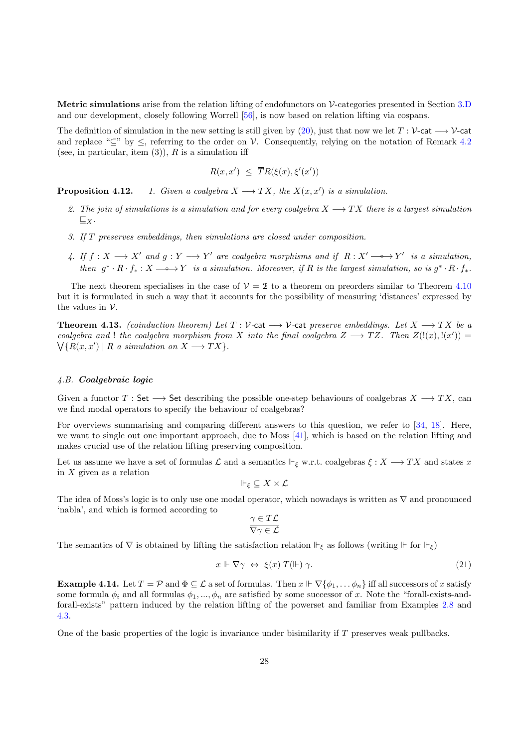**Metric simulations** arise from the relation lifting of endofunctors on $\mathcal{V}$-categories presented in Section 3.D and our development, closely following Worrell [56], is now based on relation lifting via cospans.

The definition of simulation in the new setting is still given by (20), just that now we let $T : \mathcal{V}\text{-cat} \longrightarrow \mathcal{V}\text{-cat}$ and replace "$\subseteq$" by $\leq$, referring to the order on $\mathcal{V}$. Consequently, relying on the notation of Remark 4.2 (see, in particular, item (3)), $R$ is a simulation iff

$$R(x, x') \;\leq\; \overline{T}R(\xi(x), \xi'(x'))$$

**Proposition 4.12.** *1. Given a coalgebra $X \longrightarrow TX$, the $X(x, x')$ is a simulation.*

*2. The join of simulations is a simulation and for every coalgebra $X \longrightarrow TX$ there is a largest simulation $\sqsubseteq_X$.*

*3. If $T$ preserves embeddings, then simulations are closed under composition.*

*4. If $f : X \longrightarrow X'$ and $g : Y \longrightarrow Y'$ are coalgebra morphisms and if $R : X' \longrightarrow\!\!\!\!\!\circ\;\, Y'$ is a simulation, then $g^* \cdot R \cdot f_* : X \longrightarrow\!\!\!\!\!\circ\;\, Y$ is a simulation. Moreover, if $R$ is the largest simulation, so is $g^* \cdot R \cdot f_*$.*

The next theorem specialises in the case of $\mathcal{V} = 2$ to a theorem on preorders similar to Theorem 4.10 but it is formulated in such a way that it accounts for the possibility of measuring 'distances' expressed by the values in $\mathcal{V}$.

**Theorem 4.13.** *(coinduction theorem) Let $T : \mathcal{V}\text{-cat} \longrightarrow \mathcal{V}\text{-cat}$ preserve embeddings. Let $X \longrightarrow TX$ be a coalgebra and $!$ the coalgebra morphism from $X$ into the final coalgebra $Z \longrightarrow TZ$. Then $Z(!(x), !(x')) = \bigvee\{R(x, x') \mid R \text{ a simulation on } X \longrightarrow TX\}$.*

### 4.B. *Coalgebraic logic*

Given a functor $T : \mathsf{Set} \longrightarrow \mathsf{Set}$ describing the possible one-step behaviours of coalgebras $X \longrightarrow TX$, can we find modal operators to specify the behaviour of coalgebras?

For overviews summarising and comparing different answers to this question, we refer to [34, 18]. Here, we want to single out one important approach, due to Moss [41], which is based on the relation lifting and makes crucial use of the relation lifting preserving composition.

Let us assume we have a set of formulas $\mathcal{L}$ and a semantics $\Vdash_\xi$ w.r.t. coalgebras $\xi : X \longrightarrow TX$ and states $x$ in $X$ given as a relation

$$\Vdash_\xi \subseteq X \times \mathcal{L}$$

The idea of Moss's logic is to only use one modal operator, which nowadays is written as $\nabla$ and pronounced 'nabla', and which is formed according to

$$\frac{\gamma \in T\mathcal{L}}{\nabla\gamma \in \mathcal{L}}$$

The semantics of $\nabla$ is obtained by lifting the satisfaction relation $\Vdash_\xi$ as follows (writing $\Vdash$ for $\Vdash_\xi$)

$$x \Vdash \nabla\gamma \;\Leftrightarrow\; \xi(x)\; \overline{T}(\Vdash)\; \gamma. \tag{21}$$

**Example 4.14.** Let $T = \mathcal{P}$ and $\Phi \subseteq \mathcal{L}$ a set of formulas. Then $x \Vdash \nabla\{\phi_1, \ldots \phi_n\}$ iff all successors of $x$ satisfy some formula $\phi_i$ and all formulas $\phi_1, ..., \phi_n$ are satisfied by some successor of $x$. Note the "forall-exists-and-forall-exists" pattern induced by the relation lifting of the powerset and familiar from Examples 2.8 and 4.3.

One of the basic properties of the logic is invariance under bisimilarity if $T$ preserves weak pullbacks.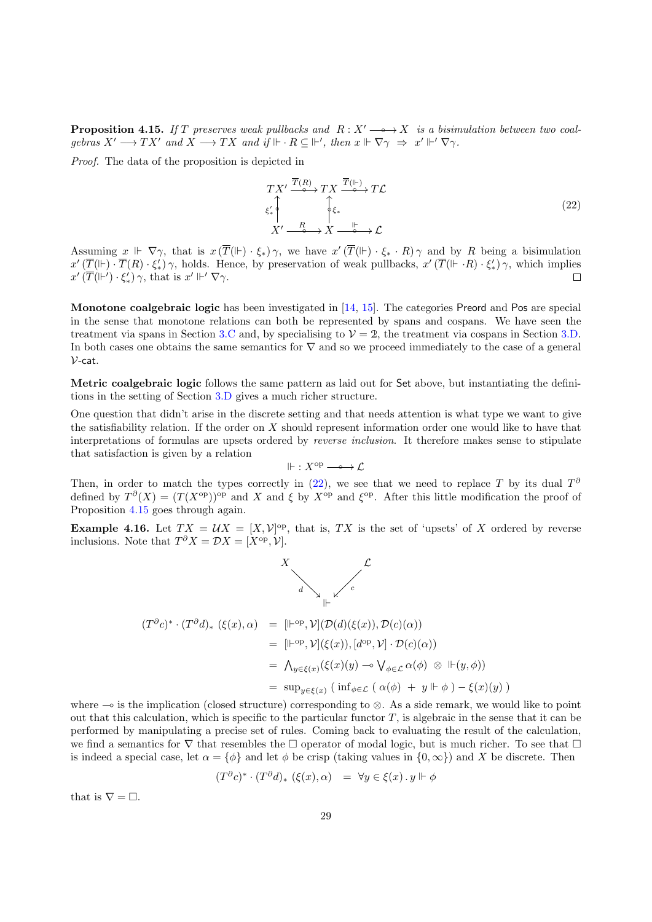**Proposition 4.15.** *If $T$ preserves weak pullbacks and $R : X' \longrightarrow\!\!\!\!\!\!\circ\;\; X$ is a bisimulation between two coalgebras $X' \longrightarrow TX'$ and $X \longrightarrow TX$ and if $\Vdash \cdot R \subseteq \Vdash'$, then $x \Vdash \nabla\gamma \;\Rightarrow\; x' \Vdash' \nabla\gamma$.*

*Proof.* The data of the proposition is depicted in

$$\begin{array}{ccccc} TX' & \xrightarrow{\overline{T}(R)} & TX & \xrightarrow{\overline{T}(\Vdash)} & T\mathcal{L} \\ \uparrow{\scriptstyle \xi'_*} & & \uparrow{\scriptstyle \xi_*} & & \\ X' & \xrightarrow{R} & X & \xrightarrow{\Vdash} & \mathcal{L} \end{array} \tag{22}$$

Assuming $x \Vdash \nabla\gamma$, that is $x\,(\overline{T}(\Vdash)\cdot\xi_*)\,\gamma$, we have $x'\,(\overline{T}(\Vdash)\cdot\xi_*\cdot R)\,\gamma$ and by $R$ being a bisimulation $x'\,(\overline{T}(\Vdash)\cdot\overline{T}(R)\cdot\xi'_*)\,\gamma$, holds. Hence, by preservation of weak pullbacks, $x'\,(\overline{T}(\Vdash\cdot R)\cdot\xi'_*)\,\gamma$, which implies $x'\,(\overline{T}(\Vdash')\cdot\xi'_*)\,\gamma$, that is $x' \Vdash' \nabla\gamma$. ∎

**Monotone coalgebraic logic** has been investigated in [14, 15]. The categories Preord and Pos are special in the sense that monotone relations can both be represented by spans and cospans. We have seen the treatment via spans in Section 3.C and, by specialising to $\mathcal{V} = 2$, the treatment via cospans in Section 3.D. In both cases one obtains the same semantics for $\nabla$ and so we proceed immediately to the case of a general $\mathcal{V}$-cat.

**Metric coalgebraic logic** follows the same pattern as laid out for Set above, but instantiating the definitions in the setting of Section 3.D gives a much richer structure.

One question that didn't arise in the discrete setting and that needs attention is what type we want to give the satisfiability relation. If the order on $X$ should represent information order one would like to have that interpretations of formulas are upsets ordered by *reverse inclusion*. It therefore makes sense to stipulate that satisfaction is given by a relation

$$\Vdash : X^{\mathrm{op}} \longrightarrow\!\!\!\!\!\!\circ\;\; \mathcal{L}$$

Then, in order to match the types correctly in (22), we see that we need to replace $T$ by its dual $T^\partial$ defined by $T^\partial(X) = (T(X^{\mathrm{op}}))^{\mathrm{op}}$ and $X$ and $\xi$ by $X^{\mathrm{op}}$ and $\xi^{\mathrm{op}}$. After this little modification the proof of Proposition 4.15 goes through again.

**Example 4.16.** Let $TX = \mathcal{U}X = [X,\mathcal{V}]^{\mathrm{op}}$, that is, $TX$ is the set of 'upsets' of $X$ ordered by reverse inclusions. Note that $T^\partial X = \mathcal{D}X = [X^{\mathrm{op}},\mathcal{V}]$.

$$X \xrightarrow{d} \Vdash \xleftarrow{c} \mathcal{L}$$

$$\begin{aligned}
(T^\partial c)^* \cdot (T^\partial d)_*\ (\xi(x),\alpha) \;&=\; [\Vdash^{\mathrm{op}},\mathcal{V}](\mathcal{D}(d)(\xi(x)), \mathcal{D}(c)(\alpha)) \\
&=\; [\Vdash^{\mathrm{op}},\mathcal{V}](\xi(x)), [d^{\mathrm{op}},\mathcal{V}]\cdot\mathcal{D}(c)(\alpha)) \\
&=\; \textstyle\bigwedge_{y\in\xi(x)}(\xi(x)(y) \multimap \bigvee_{\phi\in\mathcal{L}} \alpha(\phi)\ \otimes\ \Vdash(y,\phi)) \\
&=\; \sup_{y\in\xi(x)}\ (\ \inf_{\phi\in\mathcal{L}}\ (\ \alpha(\phi)\ +\ y\Vdash\phi\ ) - \xi(x)(y)\ )
\end{aligned}$$

where $\multimap$ is the implication (closed structure) corresponding to $\otimes$. As a side remark, we would like to point out that this calculation, which is specific to the particular functor $T$, is algebraic in the sense that it can be performed by manipulating a precise set of rules. Coming back to evaluating the result of the calculation, we find a semantics for $\nabla$ that resembles the $\Box$ operator of modal logic, but is much richer. To see that $\Box$ is indeed a special case, let $\alpha = \{\phi\}$ and let $\phi$ be crisp (taking values in $\{0,\infty\}$) and $X$ be discrete. Then

$$(T^\partial c)^* \cdot (T^\partial d)_*\ (\xi(x),\alpha) \quad = \quad \forall y\in\xi(x)\,.\,y\Vdash\phi$$

that is $\nabla = \Box$.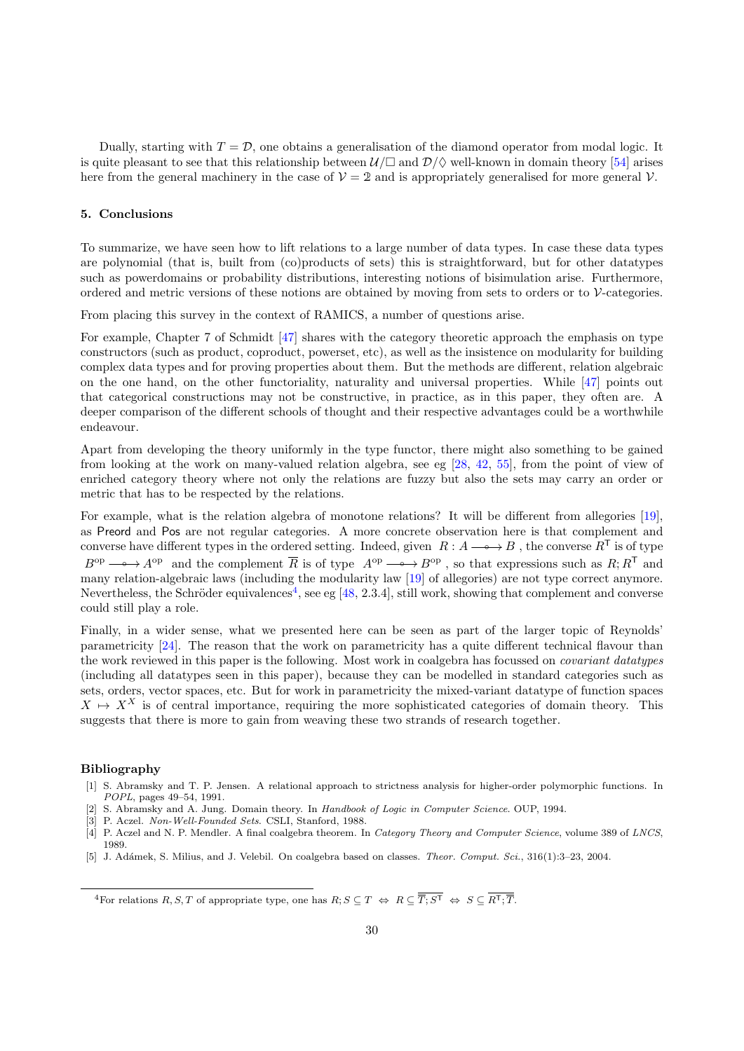Dually, starting with $T = \mathcal{D}$, one obtains a generalisation of the diamond operator from modal logic. It is quite pleasant to see that this relationship between $\mathcal{U}/\Box$ and $\mathcal{D}/\Diamond$ well-known in domain theory [54] arises here from the general machinery in the case of $\mathcal{V} = 2$ and is appropriately generalised for more general $\mathcal{V}$.

## 5. Conclusions

To summarize, we have seen how to lift relations to a large number of data types. In case these data types are polynomial (that is, built from (co)products of sets) this is straightforward, but for other datatypes such as powerdomains or probability distributions, interesting notions of bisimulation arise. Furthermore, ordered and metric versions of these notions are obtained by moving from sets to orders or to $\mathcal{V}$-categories.

From placing this survey in the context of RAMICS, a number of questions arise.

For example, Chapter 7 of Schmidt [47] shares with the category theoretic approach the emphasis on type constructors (such as product, coproduct, powerset, etc), as well as the insistence on modularity for building complex data types and for proving properties about them. But the methods are different, relation algebraic on the one hand, on the other functoriality, naturality and universal properties. While [47] points out that categorical constructions may not be constructive, in practice, as in this paper, they often are. A deeper comparison of the different schools of thought and their respective advantages could be a worthwhile endeavour.

Apart from developing the theory uniformly in the type functor, there might also something to be gained from looking at the work on many-valued relation algebra, see eg [28, 42, 55], from the point of view of enriched category theory where not only the relations are fuzzy but also the sets may carry an order or metric that has to be respected by the relations.

For example, what is the relation algebra of monotone relations? It will be different from allegories [19], as Preord and Pos are not regular categories. A more concrete observation here is that complement and converse have different types in the ordered setting. Indeed, given $R : A \longrightarrow\!\!\!\!\!\!\circ\;\; B$, the converse $R^{\mathsf{T}}$ is of type $B^{\mathrm{op}} \longrightarrow\!\!\!\!\!\!\circ\;\; A^{\mathrm{op}}$ and the complement $\overline{R}$ is of type $A^{\mathrm{op}} \longrightarrow\!\!\!\!\!\!\circ\;\; B^{\mathrm{op}}$, so that expressions such as $R; R^{\mathsf{T}}$ and many relation-algebraic laws (including the modularity law [19] of allegories) are not type correct anymore. Nevertheless, the Schröder equivalences[4], see eg [48, 2.3.4], still work, showing that complement and converse could still play a role.

Finally, in a wider sense, what we presented here can be seen as part of the larger topic of Reynolds' parametricity [24]. The reason that the work on parametricity has a quite different technical flavour than the work reviewed in this paper is the following. Most work in coalgebra has focussed on *covariant datatypes* (including all datatypes seen in this paper), because they can be modelled in standard categories such as sets, orders, vector spaces, etc. But for work in parametricity the mixed-variant datatype of function spaces $X \mapsto X^X$ is of central importance, requiring the more sophisticated categories of domain theory. This suggests that there is more to gain from weaving these two strands of research together.

## Bibliography

[1] S. Abramsky and T. P. Jensen. A relational approach to strictness analysis for higher-order polymorphic functions. In *POPL*, pages 49–54, 1991.

[2] S. Abramsky and A. Jung. Domain theory. In *Handbook of Logic in Computer Science*. OUP, 1994.

[3] P. Aczel. *Non-Well-Founded Sets*. CSLI, Stanford, 1988.

[4] P. Aczel and N. P. Mendler. A final coalgebra theorem. In *Category Theory and Computer Science*, volume 389 of *LNCS*, 1989.

[5] J. Adámek, S. Milius, and J. Velebil. On coalgebra based on classes. *Theor. Comput. Sci.*, 316(1):3–23, 2004.

---

[4] For relations $R, S, T$ of appropriate type, one has $R; S \subseteq T \;\Leftrightarrow\; R \subseteq \overline{\overline{T}; S^{\mathsf{T}}} \;\Leftrightarrow\; S \subseteq \overline{R^{\mathsf{T}}; \overline{T}}$.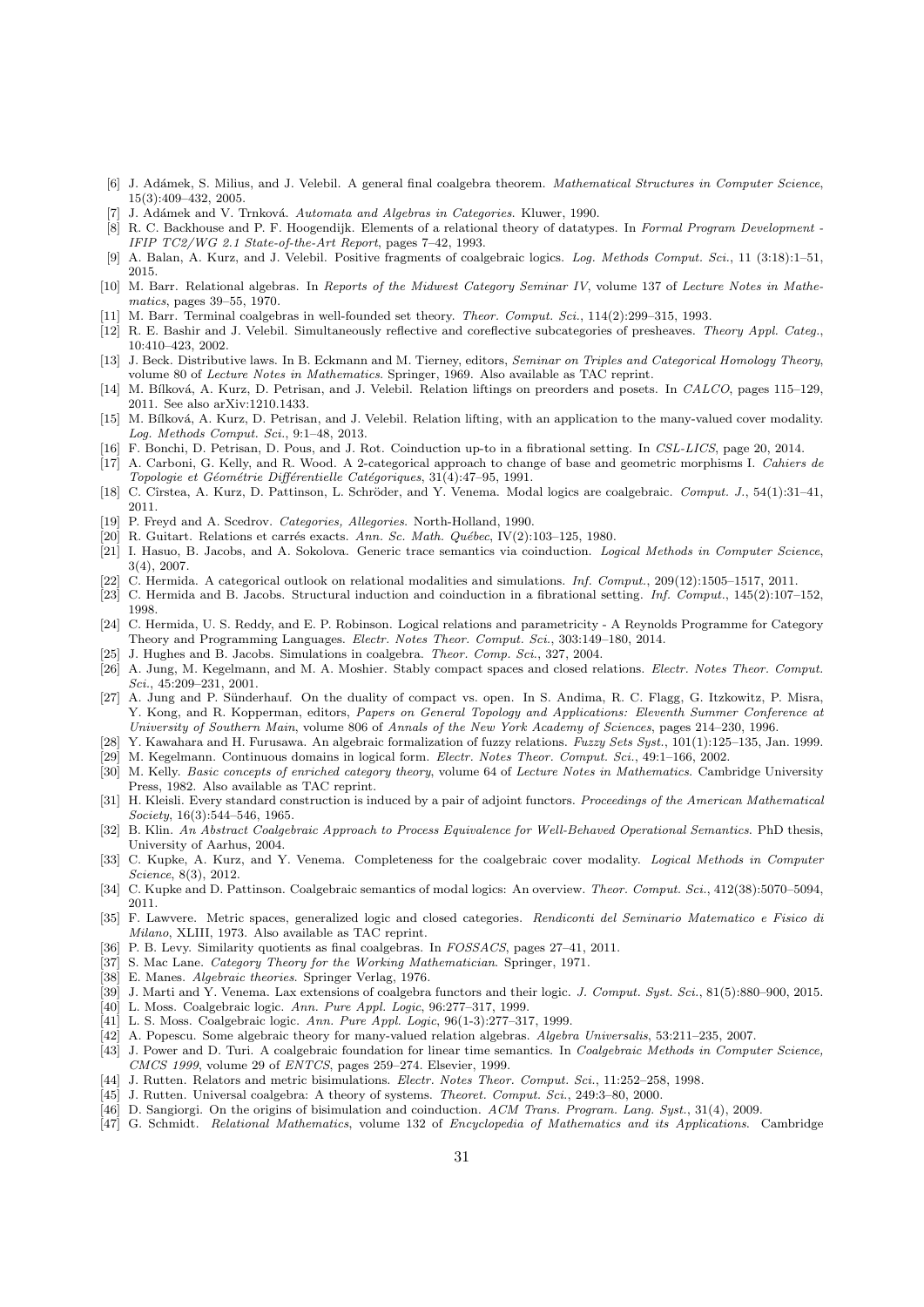[6] J. Adámek, S. Milius, and J. Velebil. A general final coalgebra theorem. *Mathematical Structures in Computer Science*, 15(3):409–432, 2005.

[7] J. Adámek and V. Trnková. *Automata and Algebras in Categories*. Kluwer, 1990.

[8] R. C. Backhouse and P. F. Hoogendijk. Elements of a relational theory of datatypes. In *Formal Program Development - IFIP TC2/WG 2.1 State-of-the-Art Report*, pages 7–42, 1993.

[9] A. Balan, A. Kurz, and J. Velebil. Positive fragments of coalgebraic logics. *Log. Methods Comput. Sci.*, 11 (3:18):1–51, 2015.

[10] M. Barr. Relational algebras. In *Reports of the Midwest Category Seminar IV*, volume 137 of *Lecture Notes in Mathematics*, pages 39–55, 1970.

[11] M. Barr. Terminal coalgebras in well-founded set theory. *Theor. Comput. Sci.*, 114(2):299–315, 1993.

[12] R. E. Bashir and J. Velebil. Simultaneously reflective and coreflective subcategories of presheaves. *Theory Appl. Categ.*, 10:410–423, 2002.

[13] J. Beck. Distributive laws. In B. Eckmann and M. Tierney, editors, *Seminar on Triples and Categorical Homology Theory*, volume 80 of *Lecture Notes in Mathematics*. Springer, 1969. Also available as TAC reprint.

[14] M. Bílková, A. Kurz, D. Petrisan, and J. Velebil. Relation liftings on preorders and posets. In *CALCO*, pages 115–129, 2011. See also arXiv:1210.1433.

[15] M. Bílková, A. Kurz, D. Petrisan, and J. Velebil. Relation lifting, with an application to the many-valued cover modality. *Log. Methods Comput. Sci.*, 9:1–48, 2013.

[16] F. Bonchi, D. Petrisan, D. Pous, and J. Rot. Coinduction up-to in a fibrational setting. In *CSL-LICS*, page 20, 2014.

[17] A. Carboni, G. Kelly, and R. Wood. A 2-categorical approach to change of base and geometric morphisms I. *Cahiers de Topologie et Géométrie Différentielle Catégoriques*, 31(4):47–95, 1991.

[18] C. Cîrstea, A. Kurz, D. Pattinson, L. Schröder, and Y. Venema. Modal logics are coalgebraic. *Comput. J.*, 54(1):31–41, 2011.

[19] P. Freyd and A. Scedrov. *Categories, Allegories*. North-Holland, 1990.

[20] R. Guitart. Relations et carrés exacts. *Ann. Sc. Math. Québec*, IV(2):103–125, 1980.

[21] I. Hasuo, B. Jacobs, and A. Sokolova. Generic trace semantics via coinduction. *Logical Methods in Computer Science*, 3(4), 2007.

[22] C. Hermida. A categorical outlook on relational modalities and simulations. *Inf. Comput.*, 209(12):1505–1517, 2011.

[23] C. Hermida and B. Jacobs. Structural induction and coinduction in a fibrational setting. *Inf. Comput.*, 145(2):107–152, 1998.

[24] C. Hermida, U. S. Reddy, and E. P. Robinson. Logical relations and parametricity - A Reynolds Programme for Category Theory and Programming Languages. *Electr. Notes Theor. Comput. Sci.*, 303:149–180, 2014.

[25] J. Hughes and B. Jacobs. Simulations in coalgebra. *Theor. Comp. Sci.*, 327, 2004.

[26] A. Jung, M. Kegelmann, and M. A. Moshier. Stably compact spaces and closed relations. *Electr. Notes Theor. Comput. Sci.*, 45:209–231, 2001.

[27] A. Jung and P. Sünderhauf. On the duality of compact vs. open. In S. Andima, R. C. Flagg, G. Itzkowitz, P. Misra, Y. Kong, and R. Kopperman, editors, *Papers on General Topology and Applications: Eleventh Summer Conference at University of Southern Main*, volume 806 of *Annals of the New York Academy of Sciences*, pages 214–230, 1996.

[28] Y. Kawahara and H. Furusawa. An algebraic formalization of fuzzy relations. *Fuzzy Sets Syst.*, 101(1):125–135, Jan. 1999.

[29] M. Kegelmann. Continuous domains in logical form. *Electr. Notes Theor. Comput. Sci.*, 49:1–166, 2002.

[30] M. Kelly. *Basic concepts of enriched category theory*, volume 64 of *Lecture Notes in Mathematics*. Cambridge University Press, 1982. Also available as TAC reprint.

[31] H. Kleisli. Every standard construction is induced by a pair of adjoint functors. *Proceedings of the American Mathematical Society*, 16(3):544–546, 1965.

[32] B. Klin. *An Abstract Coalgebraic Approach to Process Equivalence for Well-Behaved Operational Semantics*. PhD thesis, University of Aarhus, 2004.

[33] C. Kupke, A. Kurz, and Y. Venema. Completeness for the coalgebraic cover modality. *Logical Methods in Computer Science*, 8(3), 2012.

[34] C. Kupke and D. Pattinson. Coalgebraic semantics of modal logics: An overview. *Theor. Comput. Sci.*, 412(38):5070–5094, 2011.

[35] F. Lawvere. Metric spaces, generalized logic and closed categories. *Rendiconti del Seminario Matematico e Fisico di Milano*, XLIII, 1973. Also available as TAC reprint.

[36] P. B. Levy. Similarity quotients as final coalgebras. In *FOSSACS*, pages 27–41, 2011.

[37] S. Mac Lane. *Category Theory for the Working Mathematician*. Springer, 1971.

[38] E. Manes. *Algebraic theories*. Springer Verlag, 1976.

[39] J. Marti and Y. Venema. Lax extensions of coalgebra functors and their logic. *J. Comput. Syst. Sci.*, 81(5):880–900, 2015.

[40] L. Moss. Coalgebraic logic. *Ann. Pure Appl. Logic*, 96:277–317, 1999.

[41] L. S. Moss. Coalgebraic logic. *Ann. Pure Appl. Logic*, 96(1-3):277–317, 1999.

[42] A. Popescu. Some algebraic theory for many-valued relation algebras. *Algebra Universalis*, 53:211–235, 2007.

[43] J. Power and D. Turi. A coalgebraic foundation for linear time semantics. In *Coalgebraic Methods in Computer Science, CMCS 1999*, volume 29 of *ENTCS*, pages 259–274. Elsevier, 1999.

[44] J. Rutten. Relators and metric bisimulations. *Electr. Notes Theor. Comput. Sci.*, 11:252–258, 1998.

[45] J. Rutten. Universal coalgebra: A theory of systems. *Theoret. Comput. Sci.*, 249:3–80, 2000.

[46] D. Sangiorgi. On the origins of bisimulation and coinduction. *ACM Trans. Program. Lang. Syst.*, 31(4), 2009.

[47] G. Schmidt. *Relational Mathematics*, volume 132 of *Encyclopedia of Mathematics and its Applications*. Cambridge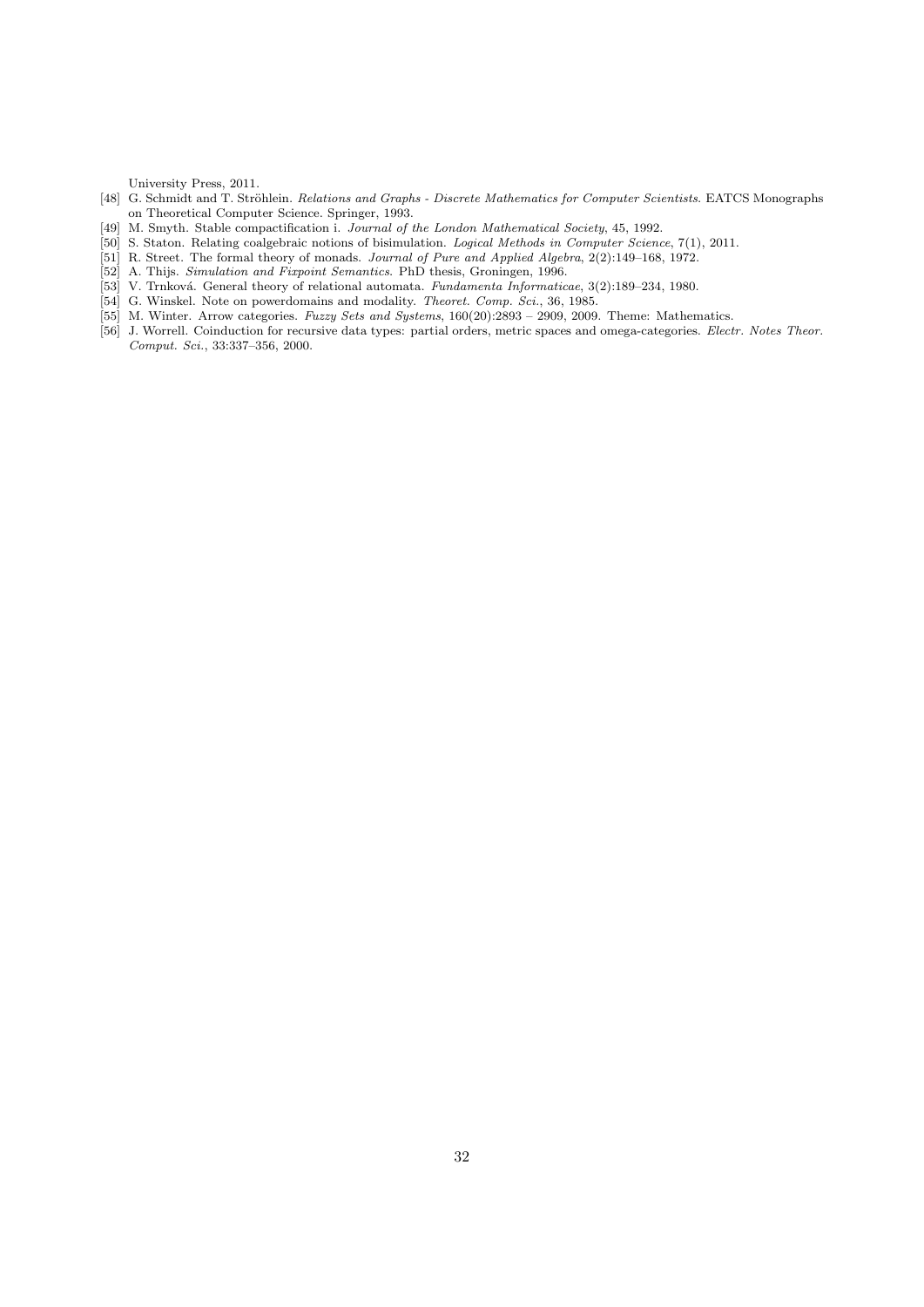University Press, 2011.

[48] G. Schmidt and T. Ströhlein. *Relations and Graphs - Discrete Mathematics for Computer Scientists*. EATCS Monographs on Theoretical Computer Science. Springer, 1993.

[49] M. Smyth. Stable compactification i. *Journal of the London Mathematical Society*, 45, 1992.

[50] S. Staton. Relating coalgebraic notions of bisimulation. *Logical Methods in Computer Science*, 7(1), 2011.

[51] R. Street. The formal theory of monads. *Journal of Pure and Applied Algebra*, 2(2):149–168, 1972.

[52] A. Thijs. *Simulation and Fixpoint Semantics*. PhD thesis, Groningen, 1996.

[53] V. Trnková. General theory of relational automata. *Fundamenta Informaticae*, 3(2):189–234, 1980.

[54] G. Winskel. Note on powerdomains and modality. *Theoret. Comp. Sci.*, 36, 1985.

[55] M. Winter. Arrow categories. *Fuzzy Sets and Systems*, 160(20):2893 – 2909, 2009. Theme: Mathematics.

[56] J. Worrell. Coinduction for recursive data types: partial orders, metric spaces and omega-categories. *Electr. Notes Theor. Comput. Sci.*, 33:337–356, 2000.